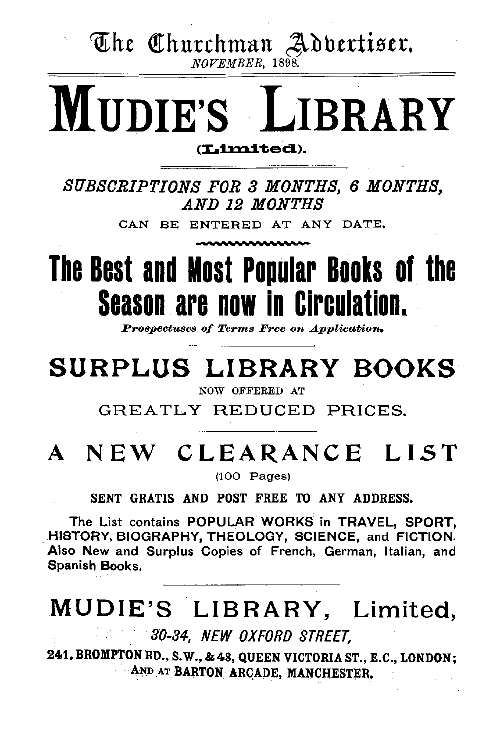The Churchman Advertiser.
*NOVEMBER*, 1898.

# MUDIE'S LIBRARY

(Limited).

*SUBSCRIPTIONS FOR 3 MONTHS, 6 MONTHS, AND 12 MONTHS*

CAN BE ENTERED AT ANY DATE.

## The Best and Most Popular Books of the Season are now in Circulation.

*Prospectuses of Terms Free on Application.*

## SURPLUS LIBRARY BOOKS

NOW OFFERED AT

GREATLY REDUCED PRICES.

## A NEW CLEARANCE LIST

(100 Pages)

SENT GRATIS AND POST FREE TO ANY ADDRESS.

The List contains POPULAR WORKS in TRAVEL, SPORT, HISTORY, BIOGRAPHY, THEOLOGY, SCIENCE, and FICTION. Also New and Surplus Copies of French, German, Italian, and Spanish Books.

## MUDIE'S LIBRARY, Limited,

*30-34, NEW OXFORD STREET,*

241, BROMPTON RD., S.W., & 48, QUEEN VICTORIA ST., E.C., LONDON;
AND AT BARTON ARCADE, MANCHESTER.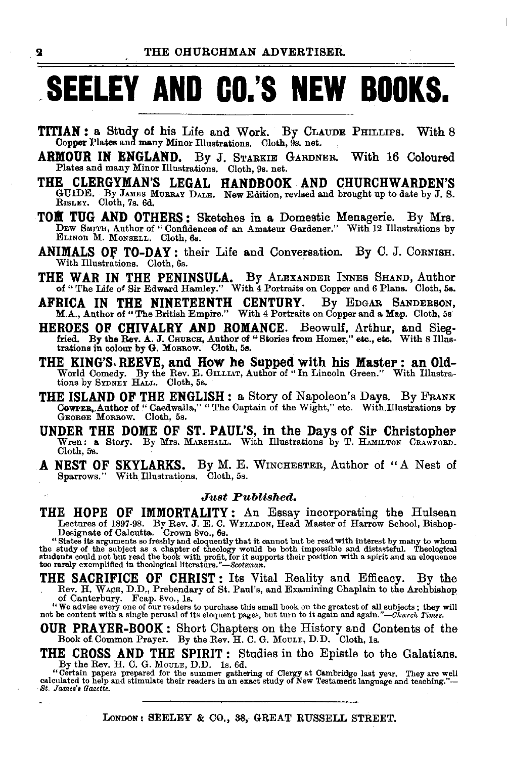# SEELEY AND CO.'S NEW BOOKS.

**TITIAN: a Study of his Life and Work.** By CLAUDE PHILLIPS. With 8 Copper Plates and many Minor Illustrations. Cloth, 9s. net.

**ARMOUR IN ENGLAND.** By J. STARKIE GARDNER. With 16 Coloured Plates and many Minor Illustrations. Cloth, 9s. net.

**THE CLERGYMAN'S LEGAL HANDBOOK AND CHURCHWARDEN'S GUIDE.** By JAMES MURRAY DALE. New Edition, revised and brought up to date by J. S. RISLEY. Cloth, 7s. 6d.

**TOM TUG AND OTHERS: Sketches in a Domestic Menagerie.** By Mrs. DEW SMITH, Author of "Confidences of an Amateur Gardener." With 12 Illustrations by ELINOR M. MONSELL. Cloth, 6s.

**ANIMALS OF TO-DAY: their Life and Conversation.** By C. J. CORNISH. With Illustrations. Cloth, 6s.

**THE WAR IN THE PENINSULA.** By ALEXANDER INNES SHAND, Author of "The Life of Sir Edward Hamley." With 4 Portraits on Copper and 6 Plans. Cloth, 5s.

**AFRICA IN THE NINETEENTH CENTURY.** By EDGAR SANDERSON, M.A., Author of "The British Empire." With 4 Portraits on Copper and a Map. Cloth, 5s.

**HEROES OF CHIVALRY AND ROMANCE.** Beowulf, Arthur, and Siegfried. By the Rev. A. J. CHURCH, Author of "Stories from Homer," etc., etc. With 8 Illustrations in colour by G. MORROW. Cloth, 5s.

**THE KING'S REEVE, and How he Supped with his Master: an Old-World Comedy.** By the Rev. E. GILLIAT, Author of "In Lincoln Green." With Illustrations by SYDNEY HALL. Cloth, 5s.

**THE ISLAND OF THE ENGLISH: a Story of Napoleon's Days.** By FRANK COWPER, Author of "Caedwalla," "The Captain of the Wight," etc. With Illustrations by GEORGE MORROW. Cloth, 5s.

**UNDER THE DOME OF ST. PAUL'S, in the Days of Sir Christopher Wren: a Story.** By Mrs. MARSHALL. With Illustrations by T. HAMILTON CRAWFORD. Cloth, 5s.

**A NEST OF SKYLARKS.** By M. E. WINCHESTER, Author of "A Nest of Sparrows." With Illustrations. Cloth, 5s.

### *Just Published.*

**THE HOPE OF IMMORTALITY: An Essay incorporating the Hulsean Lectures of 1897-98.** By Rev. J. E. C. WELLDON, Head Master of Harrow School, Bishop-Designate of Calcutta. Crown 8vo., 6s.

"States its arguments so freshly and eloquently that it cannot but be read with interest by many to whom the study of the subject as a chapter of theology would be both impossible and distasteful. Theological students could not but read the book with profit, for it supports their position with a spirit and an eloquence too rarely exemplified in theological literature."—*Scotsman.*

**THE SACRIFICE OF CHRIST: Its Vital Reality and Efficacy.** By the Rev. H. WACE, D.D., Prebendary of St. Paul's, and Examining Chaplain to the Archbishop of Canterbury. Fcap. 8vo., 1s.

"We advise every one of our readers to purchase this small book on the greatest of all subjects; they will not be content with a single perusal of its eloquent pages, but turn to it again and again."—*Church Times.*

**OUR PRAYER-BOOK: Short Chapters on the History and Contents of the Book of Common Prayer.** By the Rev. H. C. G. MOULE, D.D. Cloth, 1s.

**THE CROSS AND THE SPIRIT: Studies in the Epistle to the Galatians.** By the Rev. H. C. G. MOULE, D.D. 1s. 6d.

"Certain papers prepared for the summer gathering of Clergy at Cambridge last year. They are well calculated to help and stimulate their readers in an exact study of New Testament language and teaching."—*St. James's Gazette.*

LONDON: SEELEY & CO., 38, GREAT RUSSELL STREET.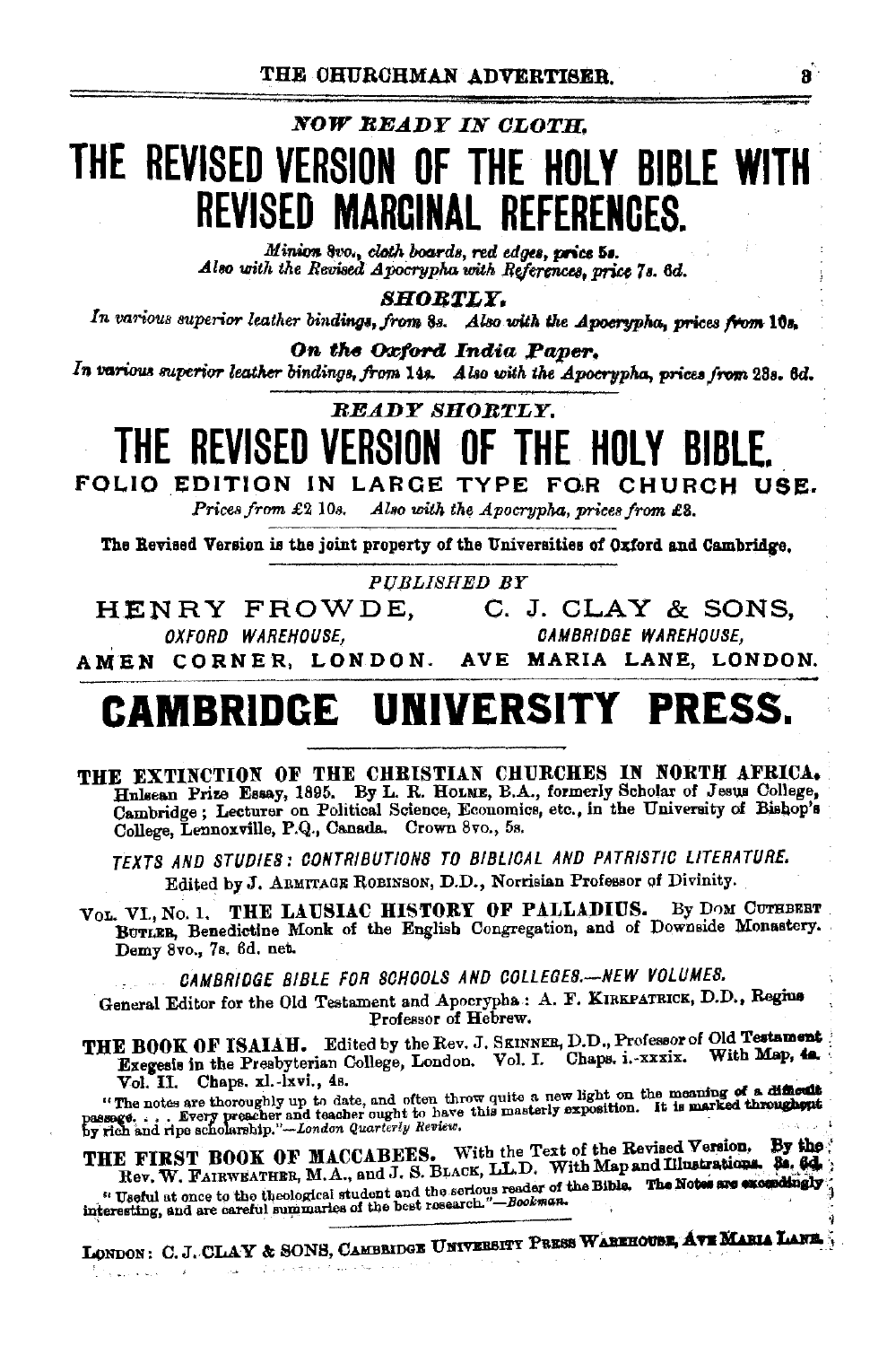*NOW READY IN CLOTH.*

# THE REVISED VERSION OF THE HOLY BIBLE WITH REVISED MARGINAL REFERENCES.

*Minion 8vo., cloth boards, red edges, price 5s.*
*Also with the Revised Apocrypha with References, price 7s. 6d.*

***SHORTLY.***

*In various superior leather bindings, from 8s. Also with the Apocrypha, prices from 10s.*

***On the Oxford India Paper.***

*In various superior leather bindings, from 14s. Also with the Apocrypha, prices from 23s. 6d.*

***READY SHORTLY.***

# THE REVISED VERSION OF THE HOLY BIBLE.

**FOLIO EDITION IN LARGE TYPE FOR CHURCH USE.**

*Prices from £2 10s. Also with the Apocrypha, prices from £3.*

The Revised Version is the joint property of the Universities of Oxford and Cambridge.

*PUBLISHED BY*

HENRY FROWDE, *OXFORD WAREHOUSE,* AMEN CORNER, LONDON.

C. J. CLAY & SONS, *CAMBRIDGE WAREHOUSE,* AVE MARIA LANE, LONDON.

# CAMBRIDGE UNIVERSITY PRESS.

**THE EXTINCTION OF THE CHRISTIAN CHURCHES IN NORTH AFRICA.** Hulsean Prize Essay, 1895. By L. R. HOLME, B.A., formerly Scholar of Jesus College, Cambridge; Lecturer on Political Science, Economics, etc., in the University of Bishop's College, Lennoxville, P.Q., Canada. Crown 8vo., 5s.

*TEXTS AND STUDIES: CONTRIBUTIONS TO BIBLICAL AND PATRISTIC LITERATURE.*
Edited by J. ARMITAGE ROBINSON, D.D., Norrisian Professor of Divinity.

VOL. VI, No. 1. **THE LAUSIAC HISTORY OF PALLADIUS.** By DOM CUTHBERT BUTLER, Benedictine Monk of the English Congregation, and of Downside Monastery. Demy 8vo., 7s. 6d. net.

*CAMBRIDGE BIBLE FOR SCHOOLS AND COLLEGES.—NEW VOLUMES.*

General Editor for the Old Testament and Apocrypha: A. F. KIRKPATRICK, D.D., Regius Professor of Hebrew.

**THE BOOK OF ISAIAH.** Edited by the Rev. J. SKINNER, D.D., Professor of Old Testament Exegesis in the Presbyterian College, London. Vol. I. Chaps. i.-xxxix. With Map, 4s. Vol. II. Chaps. xl.-lxvi., 4s.

"The notes are thoroughly up to date, and often throw quite a new light on the meaning of a difficult passage. . . . Every preacher and teacher ought to have this masterly exposition. It is marked throughout by rich and ripe scholarship."—*London Quarterly Review.*

**THE FIRST BOOK OF MACCABEES.** With the Text of the Revised Version. By the Rev. W. FAIRWEATHER, M.A., and J. S. BLACK, LL.D. With Map and Illustrations. 3s. 6d.

"Useful at once to the theological student and the serious reader of the Bible. The Notes are exceedingly interesting, and are careful summaries of the best research."—*Bookman.*

LONDON: C. J. CLAY & SONS, CAMBRIDGE UNIVERSITY PRESS WAREHOUSE, AVE MARIA LANE.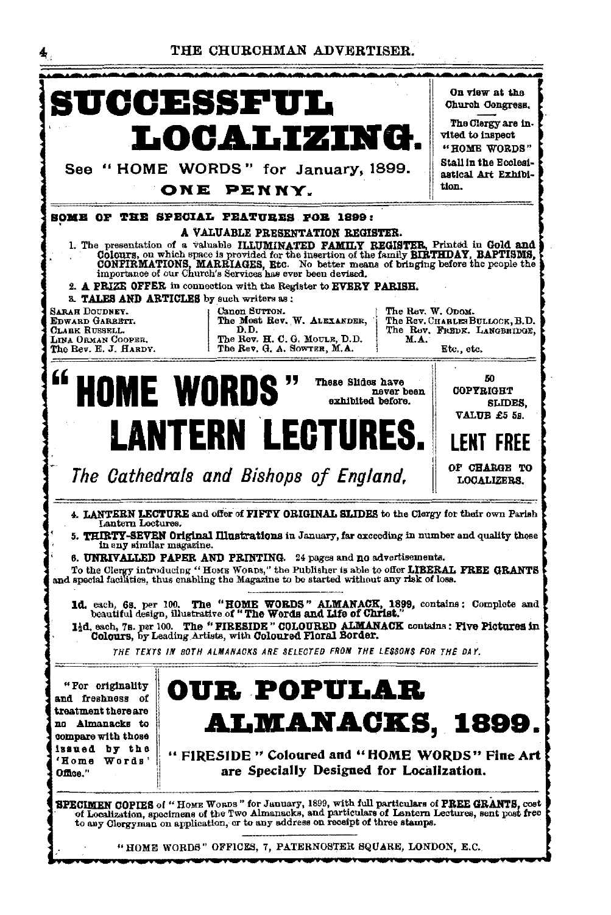# SUCCESSFUL LOCALIZING.

See "HOME WORDS" for January, 1899.

**ONE PENNY.**

On view at the Church Congress.

The Clergy are invited to inspect "HOME WORDS" Stall in the Ecclesiastical Art Exhibition.

**SOME OF THE SPECIAL FEATURES FOR 1899:**

**A VALUABLE PRESENTATION REGISTER.**

1. The presentation of a valuable **ILLUMINATED FAMILY REGISTER**, Printed in **Gold and Colours**, on which space is provided for the insertion of the family **BIRTHDAY, BAPTISMS, CONFIRMATIONS, MARRIAGES, Etc.** No better means of bringing before the people the importance of our Church's Services has ever been devised.
2. **A PRIZE OFFER** in connection with the Register to **EVERY PARISH.**
3. **TALES AND ARTICLES** by such writers as:

| | | |
|---|---|---|
| Sarah Doudney. | Canon Sutton. | The Rev. W. Odom. |
| Edward Garrett. | The Most Rev. W. Alexander, D.D. | The Rev. Charles Bullock, B.D. |
| Clark Russell. | The Rev. H. C. G. Moule, D.D. | The Rev. Fredk. Langbridge, M.A. |
| Lina Orman Cooper. | The Rev. G. A. Sowter, M.A. | Etc., etc. |
| The Rev. E. J. Hardy. | | |

# "HOME WORDS" LANTERN LECTURES.

These Slides have never been exhibited before.

*The Cathedrals and Bishops of England,*

50 COPYRIGHT SLIDES, VALUE £5 5s.

**LENT FREE** OF CHARGE TO LOCALIZERS.

4. **LANTERN LECTURE** and offer of **FIFTY ORIGINAL SLIDES** to the Clergy for their own Parish Lantern Lectures.
5. **THIRTY-SEVEN Original Illustrations** in January, far exceeding in number and quality those in any similar magazine.
6. **UNRIVALLED PAPER AND PRINTING.** 24 pages and **no** advertisements.

To the Clergy introducing "Home Words," the Publisher is able to offer **LIBERAL FREE GRANTS** and special facilities, thus enabling the Magazine to be started without any risk of loss.

**1d.** each, 6s. per 100. **The "HOME WORDS" ALMANACK, 1899,** contains: Complete and beautiful design, illustrative of **"The Words and Life of Christ."**

**1½d.** each, 7s. per 100. **The "FIRESIDE" COLOURED ALMANACK** contains: **Five Pictures in Colours,** by Leading Artists, with **Coloured Floral Border.**

*THE TEXTS IN BOTH ALMANACKS ARE SELECTED FROM THE LESSONS FOR THE DAY.*

"For originality and freshness of treatment there are no Almanacks to compare with those issued by the 'Home Words' Office."

# OUR POPULAR ALMANACKS, 1899.

**"FIRESIDE" Coloured and "HOME WORDS" Fine Art are Specially Designed for Localization.**

**SPECIMEN COPIES** of "Home Words" for January, 1899, with full particulars of **FREE GRANTS**, cost of Localization, specimens of the Two Almanacks, and particulars of Lantern Lectures, sent post free to any Clergyman on application, or to any address on receipt of three stamps.

"HOME WORDS" OFFICES, 7, PATERNOSTER SQUARE, LONDON, E.C.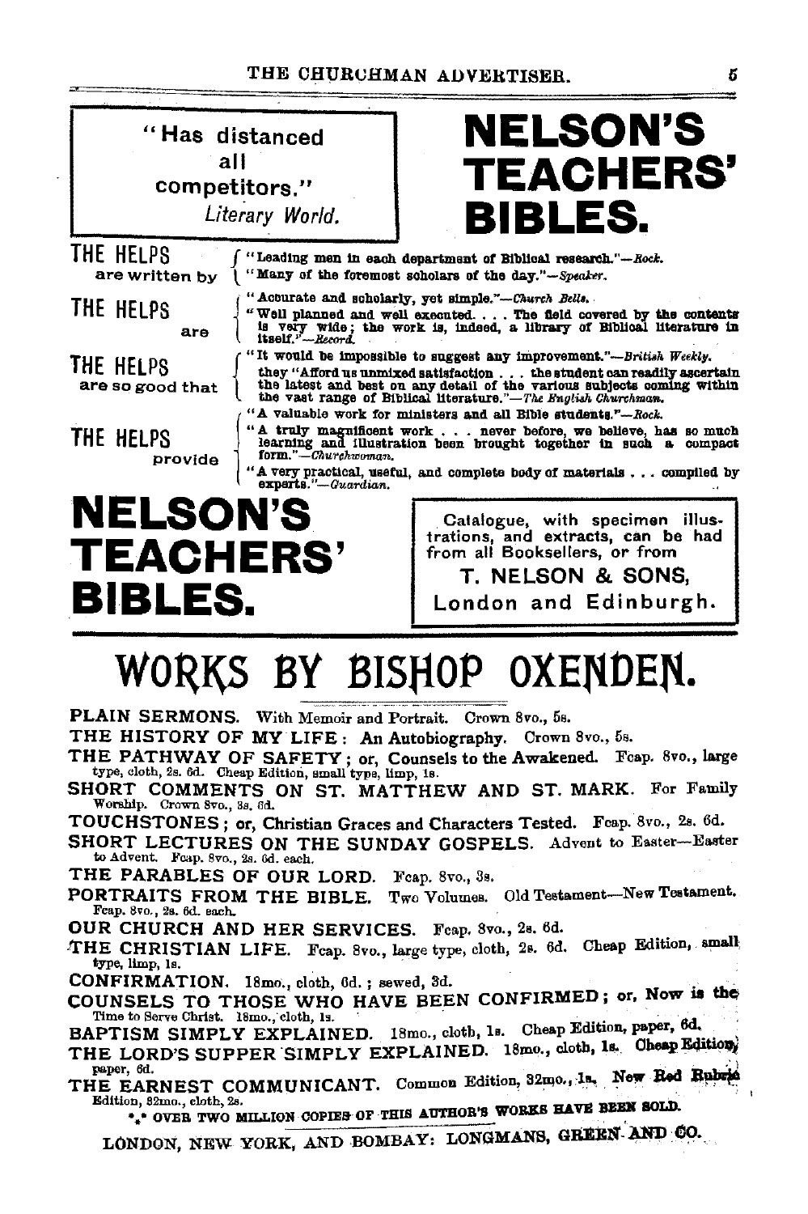> "Has distanced all competitors."
> *Literary World.*

# NELSON'S TEACHERS' BIBLES.

**THE HELPS** are written by
- "Leading men in each department of Biblical research."—*Rock.*
- "Many of the foremost scholars of the day."—*Speaker.*

**THE HELPS** are
- "Accurate and scholarly, yet simple."—*Church Bells.*
- "Well planned and well executed. . . . The field covered by the contents is very wide; the work is, indeed, a library of Biblical literature in itself."—*Record.*

**THE HELPS** are so good that
- "It would be impossible to suggest any improvement."—*British Weekly.*
- they "Afford us unmixed satisfaction . . . the student can readily ascertain the latest and best on any detail of the various subjects coming within the vast range of Biblical literature."—*The English Churchman.*

**THE HELPS** provide
- "A valuable work for ministers and all Bible students."—*Rock.*
- "A truly magnificent work . . . never before, we believe, has so much learning and illustration been brought together in such a compact form."—*Churchwoman.*
- "A very practical, useful, and complete body of materials . . . compiled by experts."—*Guardian.*

# NELSON'S TEACHERS' BIBLES.

> Catalogue, with specimen illustrations, and extracts, can be had from all Booksellers, or from
> **T. NELSON & SONS,**
> **London and Edinburgh.**

---

# WORKS BY BISHOP OXENDEN.

**PLAIN SERMONS.** With Memoir and Portrait. Crown 8vo., 5s.

**THE HISTORY OF MY LIFE: An Autobiography.** Crown 8vo., 5s.

**THE PATHWAY OF SAFETY; or, Counsels to the Awakened.** Fcap. 8vo., large type, cloth, 2s. 6d. Cheap Edition, small type, limp, 1s.

**SHORT COMMENTS ON ST. MATTHEW AND ST. MARK.** For Family Worship. Crown 8vo., 3s. 6d.

**TOUCHSTONES; or, Christian Graces and Characters Tested.** Fcap. 8vo., 2s. 6d.

**SHORT LECTURES ON THE SUNDAY GOSPELS.** Advent to Easter—Easter to Advent. Fcap. 8vo., 2s. 6d. each.

**THE PARABLES OF OUR LORD.** Fcap. 8vo., 3s.

**PORTRAITS FROM THE BIBLE.** Two Volumes. Old Testament—New Testament. Fcap. 8vo., 2s. 6d. each.

**OUR CHURCH AND HER SERVICES.** Fcap. 8vo., 2s. 6d.

**THE CHRISTIAN LIFE.** Fcap. 8vo., large type, cloth, 2s. 6d. Cheap Edition, small type, limp, 1s.

**CONFIRMATION.** 18mo., cloth, 6d.; sewed, 3d.

**COUNSELS TO THOSE WHO HAVE BEEN CONFIRMED; or, Now is the Time to Serve Christ.** 18mo., cloth, 1s.

**BAPTISM SIMPLY EXPLAINED.** 18mo., cloth, 1s. Cheap Edition, paper, 6d.

**THE LORD'S SUPPER SIMPLY EXPLAINED.** 18mo., cloth, 1s. Cheap Edition, paper, 6d.

**THE EARNEST COMMUNICANT.** Common Edition, 32mo., 1s. New Red Rubric Edition, 32mo., cloth, 2s.

*** OVER TWO MILLION COPIES OF THIS AUTHOR'S WORKS HAVE BEEN SOLD.

LONDON, NEW YORK, AND BOMBAY: LONGMANS, GREEN, AND CO.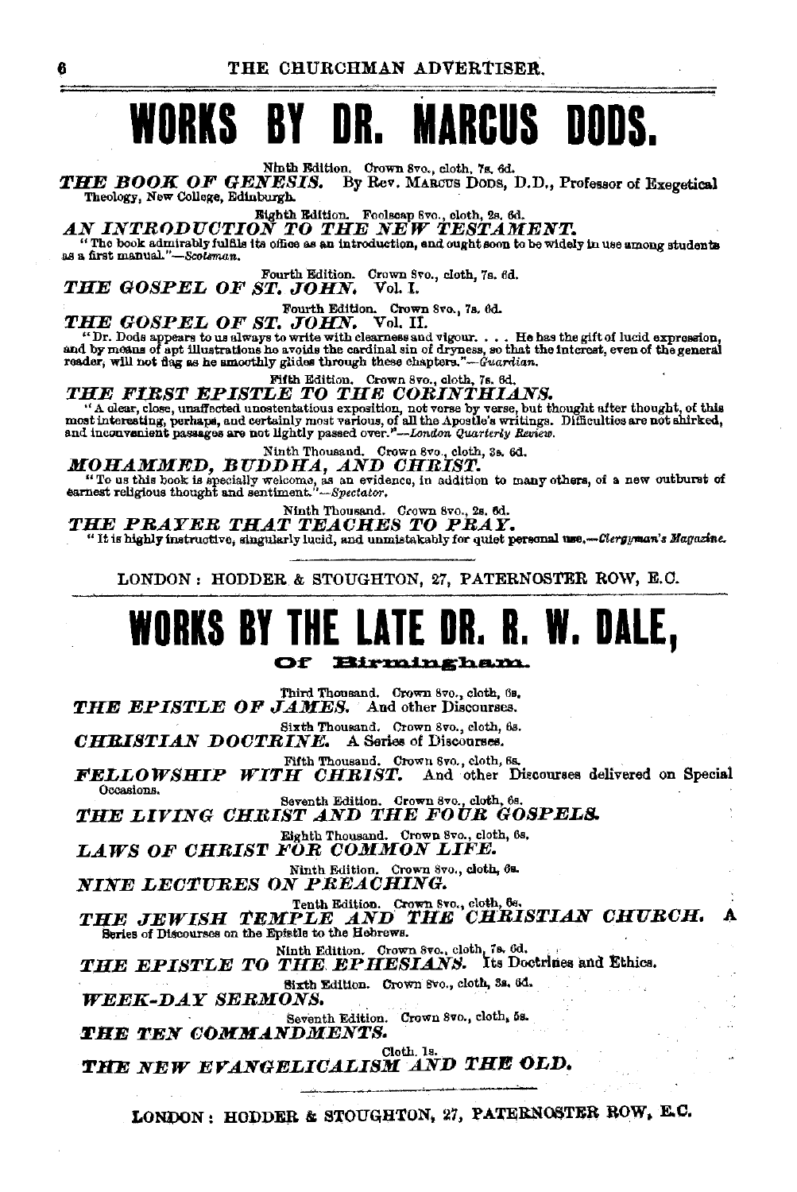# WORKS BY DR. MARCUS DODS.

Ninth Edition. Crown 8vo., cloth, 7s. 6d.

***THE BOOK OF GENESIS.*** By Rev. MARCUS DODS, D.D., Professor of Exegetical Theology, New College, Edinburgh.

Eighth Edition. Foolscap 8vo., cloth, 2s. 6d.

***AN INTRODUCTION TO THE NEW TESTAMENT.***

"The book admirably fulfils its office as an introduction, and ought soon to be widely in use among students as a first manual."—*Scotsman.*

Fourth Edition. Crown 8vo., cloth, 7s. 6d.

***THE GOSPEL OF ST. JOHN.*** Vol. I.

Fourth Edition. Crown 8vo., 7s. 6d.

***THE GOSPEL OF ST. JOHN.*** Vol. II.

"Dr. Dods appears to us always to write with clearness and vigour. . . . He has the gift of lucid expression, and by means of apt illustrations he avoids the cardinal sin of dryness, so that the interest, even of the general reader, will not flag as he smoothly glides through these chapters."—*Guardian.*

Fifth Edition. Crown 8vo., cloth, 7s. 6d.

***THE FIRST EPISTLE TO THE CORINTHIANS.***

"A clear, close, unaffected unostentatious exposition, not verse by verse, but thought after thought, of this most interesting, perhaps, and certainly most various, of all the Apostle's writings. Difficulties are not shirked, and inconvenient passages are not lightly passed over."—*London Quarterly Review.*

Ninth Thousand. Crown 8vo., cloth, 3s. 6d.

***MOHAMMED, BUDDHA, AND CHRIST.***

"To us this book is specially welcome, as an evidence, in addition to many others, of a new outburst of earnest religious thought and sentiment."—*Spectator.*

Ninth Thousand. Crown 8vo., 2s. 6d.

***THE PRAYER THAT TEACHES TO PRAY.***

"It is highly instructive, singularly lucid, and unmistakably for quiet personal use.—*Clergyman's Magazine.*

LONDON: HODDER & STOUGHTON, 27, PATERNOSTER ROW, E.C.

# WORKS BY THE LATE DR. R. W. DALE,

## Of Birmingham.

Third Thousand. Crown 8vo., cloth, 6s.

***THE EPISTLE OF JAMES.*** And other Discourses.

Sixth Thousand. Crown 8vo., cloth, 6s.

***CHRISTIAN DOCTRINE.*** A Series of Discourses.

Fifth Thousand. Crown 8vo., cloth, 6s.

***FELLOWSHIP WITH CHRIST.*** And other Discourses delivered on Special Occasions.

Seventh Edition. Crown 8vo., cloth, 6s.

***THE LIVING CHRIST AND THE FOUR GOSPELS.***

Eighth Thousand. Crown 8vo., cloth, 6s.

***LAWS OF CHRIST FOR COMMON LIFE.***

Ninth Edition. Crown 8vo., cloth, 6s.

***NINE LECTURES ON PREACHING.***

Tenth Edition. Crown 8vo., cloth, 6s.

***THE JEWISH TEMPLE AND THE CHRISTIAN CHURCH.*** A Series of Discourses on the Epistle to the Hebrews.

Ninth Edition. Crown 8vo., cloth, 7s. 6d.

***THE EPISTLE TO THE EPHESIANS.*** Its Doctrines and Ethics.

Sixth Edition. Crown 8vo., cloth, 3s. 6d.

***WEEK-DAY SERMONS.***

Seventh Edition. Crown 8vo., cloth, 5s.

***THE TEN COMMANDMENTS.***

Cloth. 1s.

***THE NEW EVANGELICALISM AND THE OLD.***

LONDON: HODDER & STOUGHTON, 27, PATERNOSTER ROW, E.C.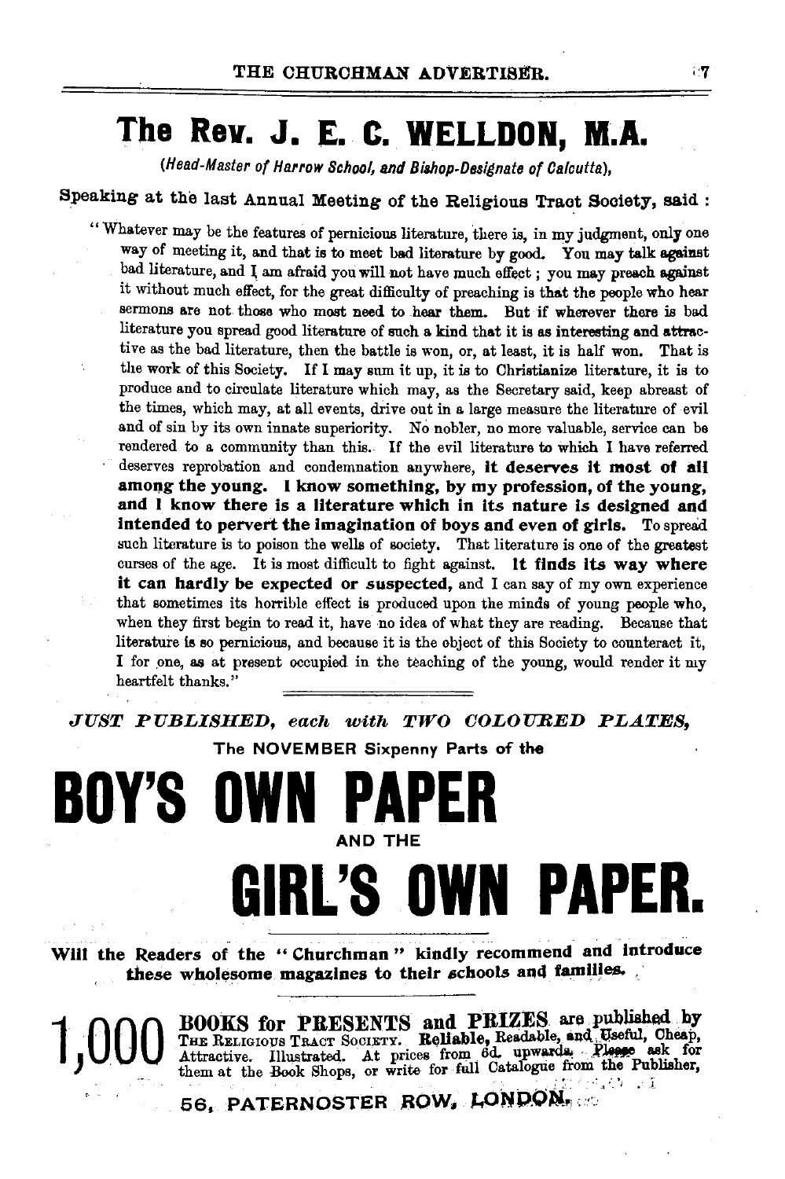# The Rev. J. E. C. WELLDON, M.A.

*(Head-Master of Harrow School, and Bishop-Designate of Calcutta),*

**Speaking at the last Annual Meeting of the Religious Tract Society, said :**

"Whatever may be the features of pernicious literature, there is, in my judgment, only one way of meeting it, and that is to meet bad literature by good. You may talk against bad literature, and I am afraid you will not have much effect; you may preach against it without much effect, for the great difficulty of preaching is that the people who hear sermons are not those who most need to hear them. But if wherever there is bad literature you spread good literature of such a kind that it is as interesting and attractive as the bad literature, then the battle is won, or, at least, it is half won. That is the work of this Society. If I may sum it up, it is to Christianize literature, it is to produce and to circulate literature which may, as the Secretary said, keep abreast of the times, which may, at all events, drive out in a large measure the literature of evil and of sin by its own innate superiority. No nobler, no more valuable, service can be rendered to a community than this. If the evil literature to which I have referred deserves reprobation and condemnation anywhere, **it deserves it most of all among the young. I know something, by my profession, of the young, and I know there is a literature which in its nature is designed and intended to pervert the imagination of boys and even of girls.** To spread such literature is to poison the wells of society. That literature is one of the greatest curses of the age. It is most difficult to fight against. **It finds its way where it can hardly be expected or suspected,** and I can say of my own experience that sometimes its horrible effect is produced upon the minds of young people who, when they first begin to read it, have no idea of what they are reading. Because that literature is so pernicious, and because it is the object of this Society to counteract it, I for one, as at present occupied in the teaching of the young, would render it my heartfelt thanks."

---

***JUST PUBLISHED, each with TWO COLOURED PLATES,***

The NOVEMBER Sixpenny Parts of the

# BOY'S OWN PAPER

AND THE

# GIRL'S OWN PAPER.

**Will the Readers of the "Churchman" kindly recommend and introduce these wholesome magazines to their schools and families.**

---

**1,000 BOOKS for PRESENTS and PRIZES** are published by THE RELIGIOUS TRACT SOCIETY. **Reliable,** Readable, and Useful, Cheap, Attractive. Illustrated. At prices from 6d. upwards. Please ask for them at the Book Shops, or write for full Catalogue from the Publisher,

**56, PATERNOSTER ROW, LONDON.**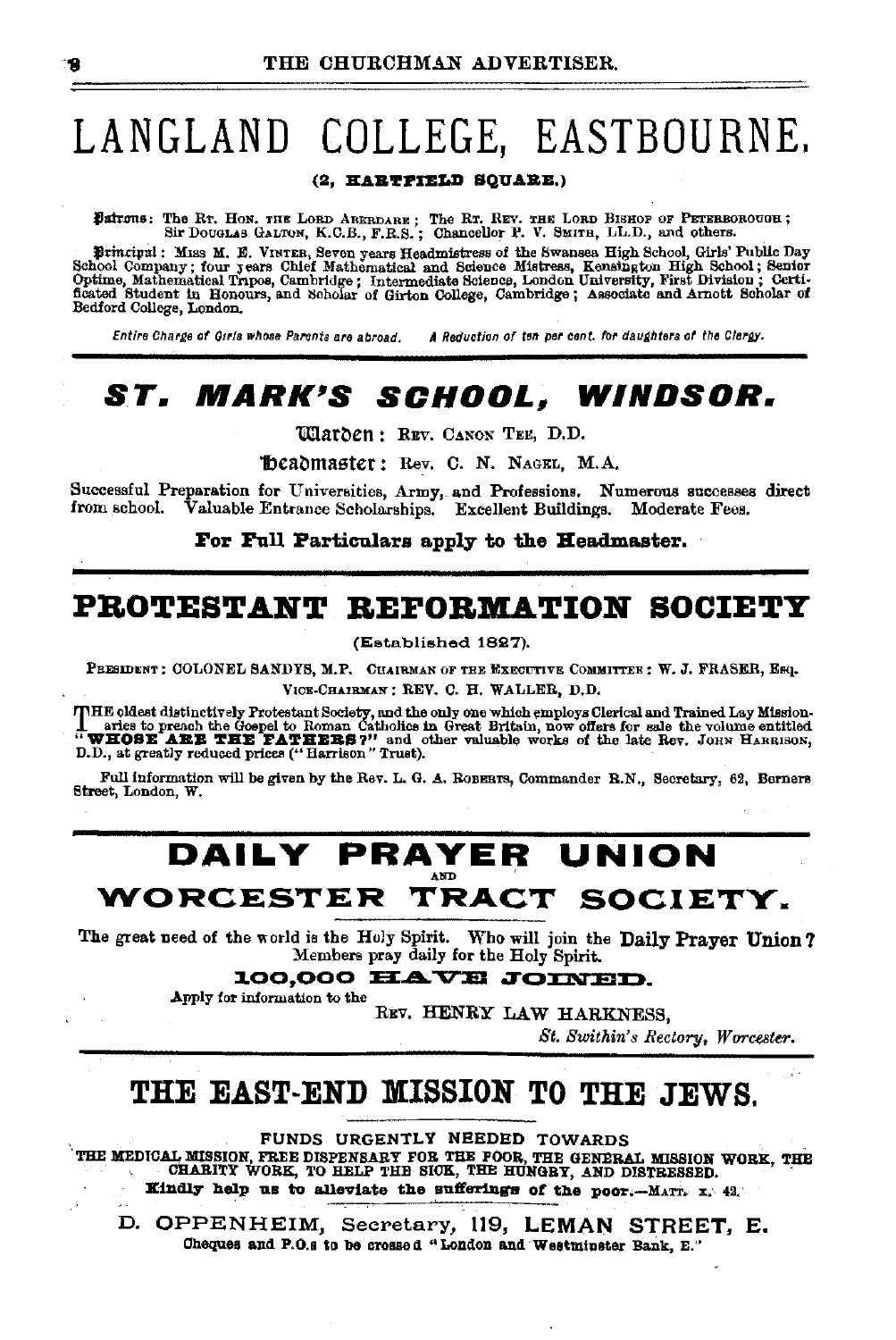# LANGLAND COLLEGE, EASTBOURNE.

**(2, HARTFIELD SQUARE.)**

**Patrons:** The Rt. Hon. the Lord Aberdare; The Rt. Rev. the Lord Bishop of Peterborough; Sir Douglas Galton, K.C.B., F.R.S.; Chancellor P. V. Smith, LL.D., and others.

**Principal:** Miss M. E. Vinter, Seven years Headmistress of the Swansea High School, Girls' Public Day School Company; four years Chief Mathematical and Science Mistress, Kensington High School; Senior Optime, Mathematical Tripos, Cambridge; Intermediate Science, London University, First Division; Certificated Student in Honours, and Scholar of Girton College, Cambridge; Associate and Arnott Scholar of Bedford College, London.

*Entire Charge of Girls whose Parents are abroad.* *A Reduction of ten per cent. for daughters of the Clergy.*

---

# ST. MARK'S SCHOOL, WINDSOR.

**Warden:** Rev. Canon Tee, D.D.

**Headmaster:** Rev. C. N. Nagel, M.A.

Successful Preparation for Universities, Army, and Professions. Numerous successes direct from school. Valuable Entrance Scholarships. Excellent Buildings. Moderate Fees.

**For Full Particulars apply to the Headmaster.**

---

# PROTESTANT REFORMATION SOCIETY

(Established 1827).

President: COLONEL SANDYS, M.P. Chairman of the Executive Committee: W. J. FRASER, Esq.
Vice-Chairman: REV. C. H. WALLER, D.D.

THE oldest distinctively Protestant Society, and the only one which employs Clerical and Trained Lay Missionaries to preach the Gospel to Roman Catholics in Great Britain, now offers for sale the volume entitled "**WHOSE ARE THE FATHERS?**" and other valuable works of the late Rev. John Harrison, D.D., at greatly reduced prices ("Harrison" Trust).

Full information will be given by the Rev. L. G. A. Roberts, Commander R.N., Secretary, 62, Berners Street, London, W.

---

# DAILY PRAYER UNION
AND
# WORCESTER TRACT SOCIETY.

The great need of the world is the Holy Spirit. Who will join the **Daily Prayer Union?** Members pray daily for the Holy Spirit.

**100,000 HAVE JOINED.**

Apply for information to the
Rev. HENRY LAW HARKNESS,
*St. Swithin's Rectory, Worcester.*

---

# THE EAST-END MISSION TO THE JEWS.

FUNDS URGENTLY NEEDED TOWARDS
THE MEDICAL MISSION, FREE DISPENSARY FOR THE POOR, THE GENERAL MISSION WORK, THE CHARITY WORK, TO HELP THE SICK, THE HUNGRY, AND DISTRESSED.

**Kindly help us to alleviate the sufferings of the poor.**—Matt. x. 42.

D. OPPENHEIM, Secretary, 119, LEMAN STREET, E.
Cheques and P.O.s to be crossed "London and Westminster Bank, E."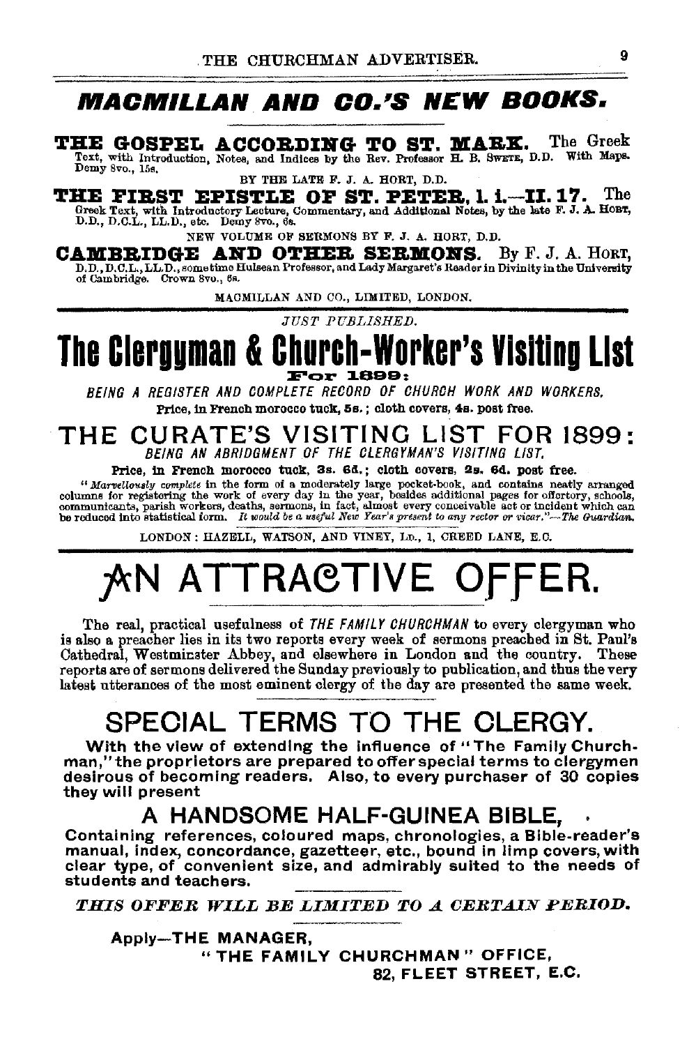# MACMILLAN AND CO.'S NEW BOOKS.

**THE GOSPEL ACCORDING TO ST. MARK.** The Greek Text, with Introduction, Notes, and Indices by the Rev. Professor H. B. SWETE, D.D. With Maps. Demy 8vo., 15s.

BY THE LATE F. J. A. HORT, D.D.

**THE FIRST EPISTLE OF ST. PETER, I. i.—II. 17.** The Greek Text, with Introductory Lecture, Commentary, and Additional Notes, by the late F. J. A. HORT, D.D., D.C.L., LL.D., etc. Demy 8vo., 6s.

NEW VOLUME OF SERMONS BY F. J. A. HORT, D.D.

**CAMBRIDGE AND OTHER SERMONS.** By F. J. A. HORT, D.D., D.C.L., LL.D., sometime Hulsean Professor, and Lady Margaret's Reader in Divinity in the University of Cambridge. Crown 8vo., 6s.

MACMILLAN AND CO., LIMITED, LONDON.

---

*JUST PUBLISHED.*

# The Clergyman & Church-Worker's Visiting List For 1899:

*BEING A REGISTER AND COMPLETE RECORD OF CHURCH WORK AND WORKERS.*

Price, in French morocco tuck, 5s.; cloth covers, 4s. post free.

## THE CURATE'S VISITING LIST FOR 1899:

*BEING AN ABRIDGMENT OF THE CLERGYMAN'S VISITING LIST.*

Price, in French morocco tuck, 3s. 6d.; cloth covers, 2s. 6d. post free.

"*Marvellously complete* in the form of a moderately large pocket-book, and contains neatly arranged columns for registering the work of every day in the year, besides additional pages for offertory, schools, communicants, parish workers, deaths, sermons, in fact, almost every conceivable act or incident which can be reduced into statistical form. *It would be a useful New Year's present to any rector or vicar.*"—*The Guardian.*

LONDON: HAZELL, WATSON, AND VINEY, LD., 1, CREED LANE, E.C.

---

# AN ATTRACTIVE OFFER.

The real, practical usefulness of *THE FAMILY CHURCHMAN* to every clergyman who is also a preacher lies in its two reports every week of sermons preached in St. Paul's Cathedral, Westminster Abbey, and elsewhere in London and the country. These reports are of sermons delivered the Sunday previously to publication, and thus the very latest utterances of the most eminent clergy of the day are presented the same week.

## SPECIAL TERMS TO THE CLERGY.

**With the view of extending the influence of "The Family Churchman," the proprietors are prepared to offer special terms to clergymen desirous of becoming readers. Also, to every purchaser of 30 copies they will present**

## A HANDSOME HALF-GUINEA BIBLE,

**Containing references, coloured maps, chronologies, a Bible-reader's manual, index, concordance, gazetteer, etc., bound in limp covers, with clear type, of convenient size, and admirably suited to the needs of students and teachers.**

***THIS OFFER WILL BE LIMITED TO A CERTAIN PERIOD.***

**Apply—THE MANAGER,**
**"THE FAMILY CHURCHMAN" OFFICE,**
**82, FLEET STREET, E.C.**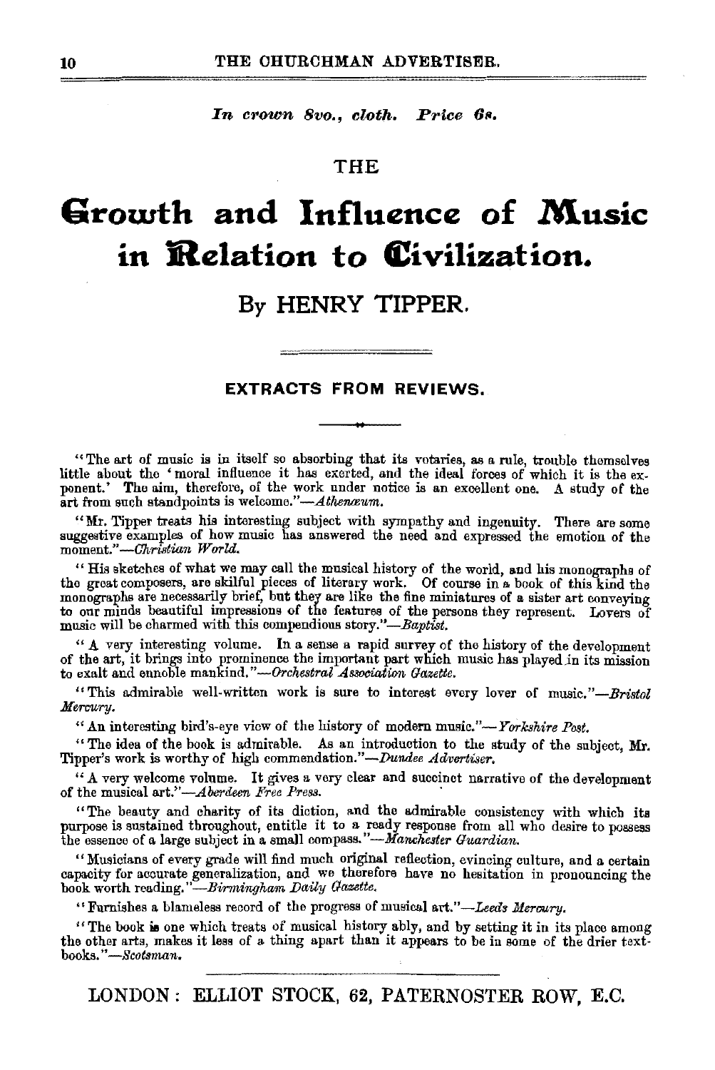*In crown 8vo., cloth. Price 6s.*

THE

# Growth and Influence of Music in Relation to Civilization.

## By HENRY TIPPER.

### EXTRACTS FROM REVIEWS.

"The art of music is in itself so absorbing that its votaries, as a rule, trouble themselves little about the 'moral influence it has exerted, and the ideal forces of which it is the exponent.' The aim, therefore, of the work under notice is an excellent one. A study of the art from such standpoints is welcome."—*Athenæum.*

"Mr. Tipper treats his interesting subject with sympathy and ingenuity. There are some suggestive examples of how music has answered the need and expressed the emotion of the moment."—*Christian World.*

"His sketches of what we may call the musical history of the world, and his monographs of the great composers, are skilful pieces of literary work. Of course in a book of this kind the monographs are necessarily brief, but they are like the fine miniatures of a sister art conveying to our minds beautiful impressions of the features of the persons they represent. Lovers of music will be charmed with this compendious story."—*Baptist.*

"A very interesting volume. In a sense a rapid survey of the history of the development of the art, it brings into prominence the important part which music has played in its mission to exalt and ennoble mankind."—*Orchestral Association Gazette.*

"This admirable well-written work is sure to interest every lover of music."—*Bristol Mercury.*

"An interesting bird's-eye view of the history of modern music."—*Yorkshire Post.*

"The idea of the book is admirable. As an introduction to the study of the subject, Mr. Tipper's work is worthy of high commendation."—*Dundee Advertiser.*

"A very welcome volume. It gives a very clear and succinct narrative of the development of the musical art."—*Aberdeen Free Press.*

"The beauty and charity of its diction, and the admirable consistency with which its purpose is sustained throughout, entitle it to a ready response from all who desire to possess the essence of a large subject in a small compass."—*Manchester Guardian.*

"Musicians of every grade will find much original reflection, evincing culture, and a certain capacity for accurate generalization, and we therefore have no hesitation in pronouncing the book worth reading."—*Birmingham Daily Gazette.*

"Furnishes a blameless record of the progress of musical art."—*Leeds Mercury.*

"The book is one which treats of musical history ably, and by setting it in its place among the other arts, makes it less of a thing apart than it appears to be in some of the drier textbooks."—*Scotsman.*

LONDON: ELLIOT STOCK, 62, PATERNOSTER ROW, E.C.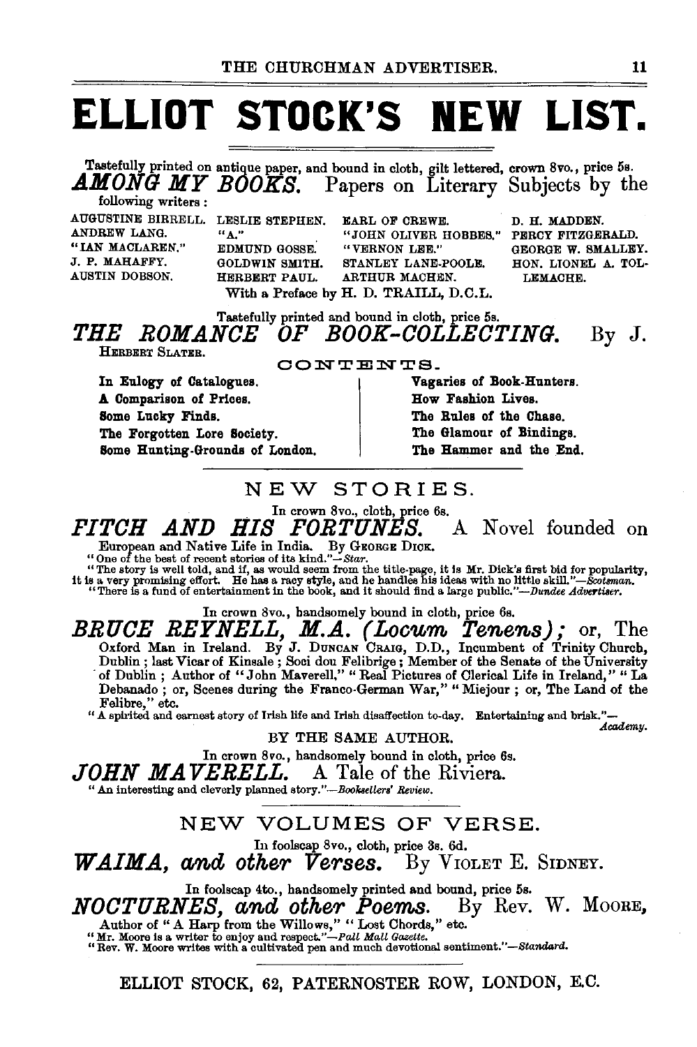# ELLIOT STOCK'S NEW LIST.

Tastefully printed on antique paper, and bound in cloth, gilt lettered, crown 8vo., price 5s.

## *AMONG MY BOOKS.* Papers on Literary Subjects by the following writers:

AUGUSTINE BIRRELL. ANDREW LANG. "IAN MACLAREN." J. P. MAHAFFY. AUSTIN DOBSON. LESLIE STEPHEN. "A." EDMUND GOSSE. GOLDWIN SMITH. HERBERT PAUL. EARL OF CREWE. "JOHN OLIVER HOBBES." "VERNON LEE." STANLEY LANE-POOLE. ARTHUR MACHEN. D. H. MADDEN. PERCY FITZGERALD. GEORGE W. SMALLEY. HON. LIONEL A. TOLLEMACHE.

With a Preface by H. D. TRAILL, D.C.L.

Tastefully printed and bound in cloth, price 5s.

## *THE ROMANCE OF BOOK-COLLECTING.* By J. HERBERT SLATER.

CONTENTS.

- In Eulogy of Catalogues.
- A Comparison of Prices.
- Some Lucky Finds.
- The Forgotten Lore Society.
- Some Hunting-Grounds of London.
- Vagaries of Book-Hunters.
- How Fashion Lives.
- The Rules of the Chase.
- The Glamour of Bindings.
- The Hammer and the End.

## NEW STORIES.

In crown 8vo., cloth, price 6s.

### *FITCH AND HIS FORTUNES.* A Novel founded on European and Native Life in India. By GEORGE DICK.

"One of the best of recent stories of its kind."—*Star.*

"The story is well told, and if, as would seem from the title-page, it is Mr. Dick's first bid for popularity, it is a very promising effort. He has a racy style, and he handles his ideas with no little skill."—*Scotsman.*

"There is a fund of entertainment in the book, and it should find a large public."—*Dundee Advertiser.*

In crown 8vo., handsomely bound in cloth, price 6s.

### *BRUCE REYNELL, M.A. (Locum Tenens);* or, The Oxford Man in Ireland.

By J. DUNCAN CRAIG, D.D., Incumbent of Trinity Church, Dublin; last Vicar of Kinsale; Soci dou Felibrige; Member of the Senate of the University of Dublin; Author of "John Maverell," "Real Pictures of Clerical Life in Ireland," "La Debanado; or, Scenes during the Franco-German War," "Miejour; or, The Land of the Felibre," etc.

"A spirited and earnest story of Irish life and Irish disaffection to-day. Entertaining and brisk."—*Academy.*

BY THE SAME AUTHOR.

In crown 8vo., handsomely bound in cloth, price 6s.

### *JOHN MAVERELL.* A Tale of the Riviera.

"An interesting and cleverly planned story."—*Booksellers' Review.*

## NEW VOLUMES OF VERSE.

In foolscap 8vo., cloth, price 3s. 6d.

### *WAIMA, and other Verses.* By VIOLET E. SIDNEY.

In foolscap 4to., handsomely printed and bound, price 5s.

### *NOCTURNES, and other Poems.* By Rev. W. MOORE,

Author of "A Harp from the Willows," "Lost Chords," etc.

"Mr. Moore is a writer to enjoy and respect."—*Pall Mall Gazette.*

"Rev. W. Moore writes with a cultivated pen and much devotional sentiment."—*Standard.*

ELLIOT STOCK, 62, PATERNOSTER ROW, LONDON, E.C.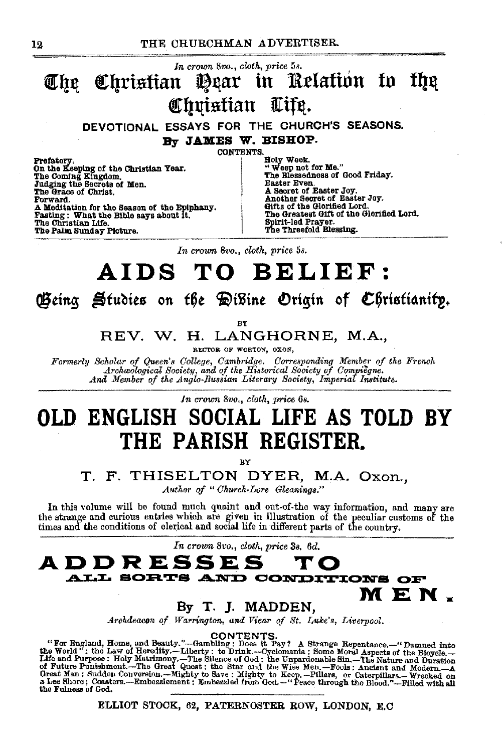*In crown 8vo., cloth, price 5s.*

# The Christian Year in Relation to the Christian Life.

**DEVOTIONAL ESSAYS FOR THE CHURCH'S SEASONS.**

**By JAMES W. BISHOP.**

CONTENTS.

- Prefatory.
- On the Keeping of the Christian Year.
- The Coming Kingdom.
- Judging the Secrets of Men.
- The Grace of Christ.
- Forward.
- A Meditation for the Season of the Epiphany.
- Fasting: What the Bible says about it.
- The Christian Life.
- The Palm Sunday Picture.
- Holy Week.
- "Weep not for Me."
- The Blessedness of Good Friday.
- Easter Even.
- A Secret of Easter Joy.
- Another Secret of Easter Joy.
- Gifts of the Glorified Lord.
- The Greatest Gift of the Glorified Lord.
- Spirit-led Prayer.
- The Threefold Blessing.

---

*In crown 8vo., cloth, price 5s.*

# AIDS TO BELIEF:

## Being Studies on the Divine Origin of Christianity.

BY

**REV. W. H. LANGHORNE, M.A.,**

RECTOR OF WORTON, OXON,

*Formerly Scholar of Queen's College, Cambridge. Corresponding Member of the French Archæological Society, and of the Historical Society of Compiègne. And Member of the Anglo-Russian Literary Society, Imperial Institute.*

---

*In crown 8vo., cloth, price 6s.*

# OLD ENGLISH SOCIAL LIFE AS TOLD BY THE PARISH REGISTER.

BY

**T. F. THISELTON DYER, M.A. Oxon.,**

*Author of "Church-Lore Gleanings."*

In this volume will be found much quaint and out-of-the way information, and many are the strange and curious entries which are given in illustration of the peculiar customs of the times and the conditions of clerical and social life in different parts of the country.

---

*In crown 8vo., cloth, price 3s. 6d.*

# ADDRESSES TO ALL SORTS AND CONDITIONS OF MEN.

**By T. J. MADDEN,**

*Archdeacon of Warrington, and Vicar of St. Luke's, Liverpool.*

CONTENTS.

"For England, Home, and Beauty."—Gambling: Does it Pay? A Strange Repentance.—"Damned into the World": the Law of Heredity.—Liberty: to Drink.—Cyclomania: Some Moral Aspects of the Bicycle.—Life and Purpose: Holy Matrimony.—The Silence of God; the Unpardonable Sin.—The Nature and Duration of Future Punishment.—The Great Quest: the Star and the Wise Men.—Fools: Ancient and Modern.—A Great Man: Sudden Conversion.—Mighty to Save: Mighty to Keep.—Pillars, or Caterpillars.—Wrecked on a Lee Shore; Coasters.—Embezzlement: Embezzled from God.—"Peace through the Blood."—Filled with all the Fulness of God.

---

ELLIOT STOCK, 62, PATERNOSTER ROW, LONDON, E.C.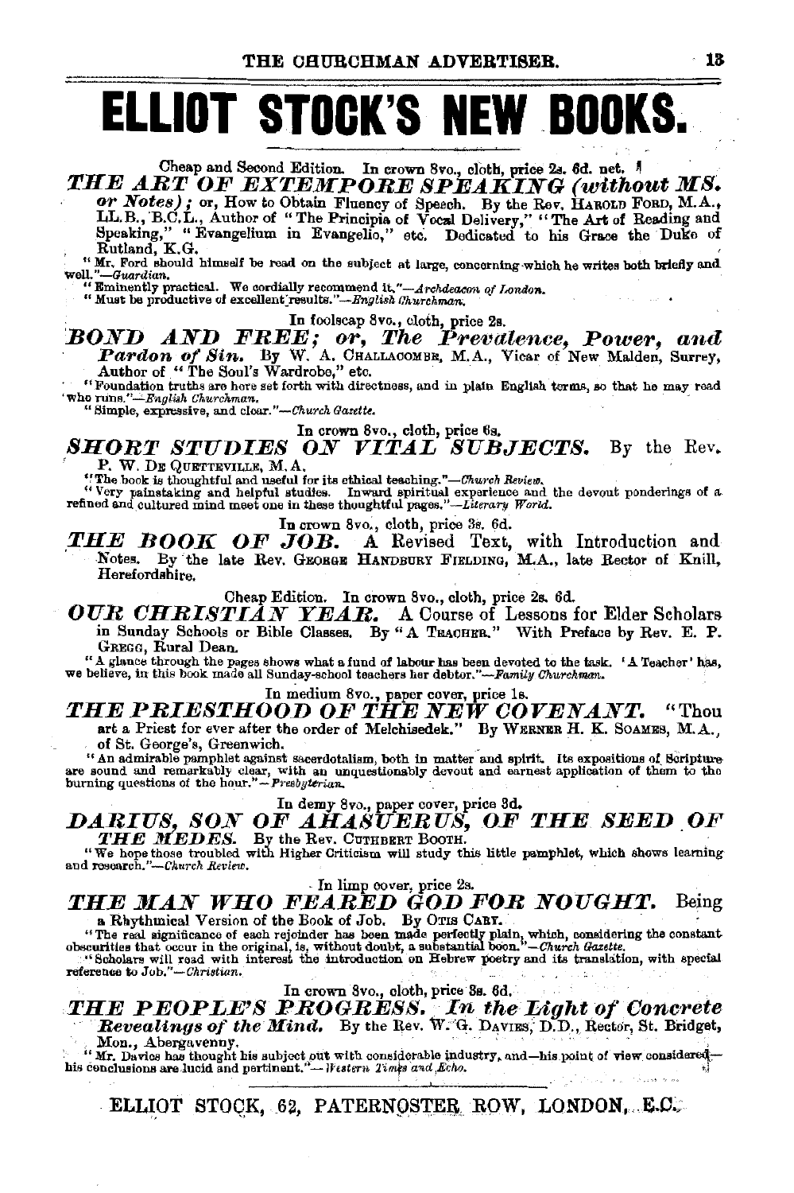# ELLIOT STOCK'S NEW BOOKS.

Cheap and Second Edition. In crown 8vo., cloth, price 2s. 6d. net.

***THE ART OF EXTEMPORE SPEAKING (without MS. or Notes);*** or, How to Obtain Fluency of Speech. By the Rev. HAROLD FORD, M.A., LL.B., B.C.L., Author of "The Principia of Vocal Delivery," "The Art of Reading and Speaking," "Evangelium in Evangelio," etc. Dedicated to his Grace the Duke of Rutland, K.G.

"Mr. Ford should himself be read on the subject at large, concerning which he writes both briefly and well."—*Guardian.*

"Eminently practical. We cordially recommend it."—*Archdeacon of London.*

"Must be productive of excellent results."—*English Churchman.*

In foolscap 8vo., cloth, price 2s.

***BOND AND FREE; or, The Prevalence, Power, and Pardon of Sin.*** By W. A. CHALLACOMBE, M.A., Vicar of New Malden, Surrey, Author of "The Soul's Wardrobe," etc.

"Foundation truths are here set forth with directness, and in plain English terms, so that he may read who runs."—*English Churchman.*

"Simple, expressive, and clear."—*Church Gazette.*

In crown 8vo., cloth, price 6s.

***SHORT STUDIES ON VITAL SUBJECTS.*** By the Rev. P. W. DE QUETTEVILLE, M.A.

"The book is thoughtful and useful for its ethical teaching."—*Church Review.*

"Very painstaking and helpful studies. Inward spiritual experience and the devout ponderings of a refined and cultured mind meet one in these thoughtful pages."—*Literary World.*

In crown 8vo., cloth, price 3s. 6d.

***THE BOOK OF JOB.*** A Revised Text, with Introduction and Notes. By the late Rev. GEORGE HANDBURY FIELDING, M.A., late Rector of Knill, Herefordshire.

Cheap Edition. In crown 8vo., cloth, price 2s. 6d.

***OUR CHRISTIAN YEAR.*** A Course of Lessons for Elder Scholars in Sunday Schools or Bible Classes. By "A TEACHER." With Preface by Rev. E. P. GREGG, Rural Dean.

"A glance through the pages shows what a fund of labour has been devoted to the task. 'A Teacher' has, we believe, in this book made all Sunday-school teachers her debtor."—*Family Churchman.*

In medium 8vo., paper cover, price 1s.

***THE PRIESTHOOD OF THE NEW COVENANT.*** "Thou art a Priest for ever after the order of Melchisedek." By WERNER H. K. SOAMES, M.A., of St. George's, Greenwich.

"An admirable pamphlet against sacerdotalism, both in matter and spirit. Its expositions of Scripture are sound and remarkably clear, with an unquestionably devout and earnest application of them to the burning questions of the hour."—*Presbyterian.*

In demy 8vo., paper cover, price 3d.

***DARIUS, SON OF AHASUERUS, OF THE SEED OF THE MEDES.*** By the Rev. CUTHBERT BOOTH.

"We hope those troubled with Higher Criticism will study this little pamphlet, which shows learning and research."—*Church Review.*

In limp cover, price 2s.

***THE MAN WHO FEARED GOD FOR NOUGHT.*** Being a Rhythmical Version of the Book of Job. By OTIS CARY.

"The real significance of each rejoinder has been made perfectly plain, which, considering the constant obscurities that occur in the original, is, without doubt, a substantial boon."—*Church Gazette.*

"Scholars will read with interest the introduction on Hebrew poetry and its translation, with special reference to Job."—*Christian.*

In crown 8vo., cloth, price 3s. 6d.

***THE PEOPLE'S PROGRESS. In the Light of Concrete Revealings of the Mind.*** By the Rev. W. G. DAVIES, D.D., Rector, St. Bridget, Mon., Abergavenny.

"Mr. Davies has thought his subject out with considerable industry, and—his point of view considered—his conclusions are lucid and pertinent."—*Western Times and Echo.*

ELLIOT STOCK, 62, PATERNOSTER ROW, LONDON, E.C.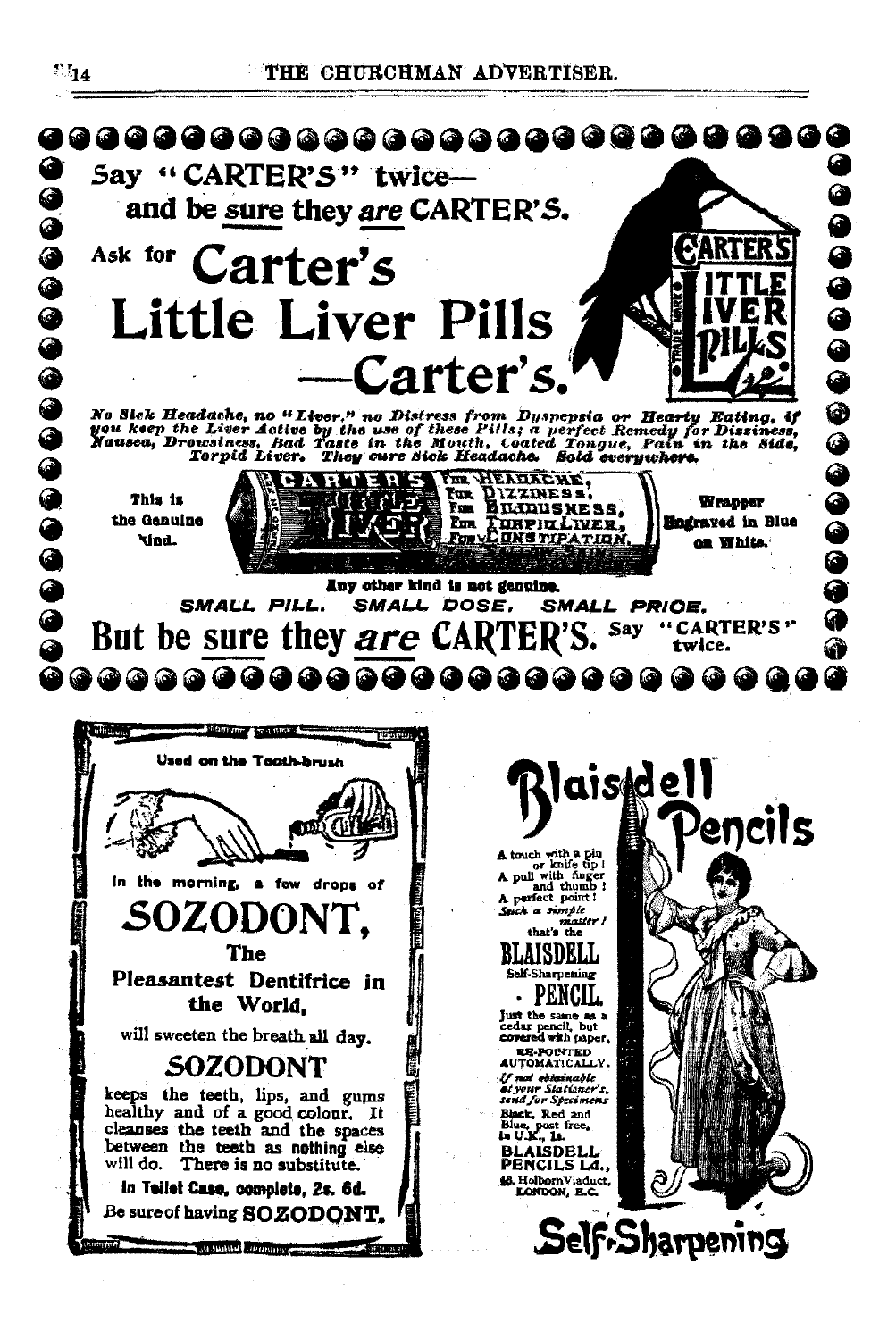Say "CARTER'S" twice—
and be sure they are CARTER'S.

Ask for **Carter's Little Liver Pills —Carter's.**

*No Sick Headache, no "Liver," no Distress from Dyspepsia or Hearty Eating, if you keep the Liver Active by the use of these Pills; a perfect Remedy for Dizziness, Nausea, Drowsiness, Bad Taste in the Mouth, Coated Tongue, Pain in the Side, Torpid Liver. They cure Sick Headache. Sold everywhere.*

This is the Genuine Kind.

CARTER'S LITTLE LIVER — FOR HEADACHE, FOR DIZZINESS, FOR BILIOUSNESS, FOR TORPID LIVER, FOR CONSTIPATION.

Wrapper Engraved in Blue on White.

Any other kind is not genuine.

SMALL PILL. SMALL DOSE. SMALL PRICE.

**But be sure they *are* CARTER'S.** Say "CARTER'S" twice.

---

Used on the Tooth-brush

In the morning, a few drops of

# SOZODONT,

**The Pleasantest Dentifrice in the World,**

will sweeten the breath all day.

**SOZODONT**

keeps the teeth, lips, and gums healthy and of a good colour. It cleanses the teeth and the spaces between the teeth as nothing else will do. There is no substitute.

**In Toilet Case, complete, 2s. 6d.**

Be sure of having **SOZODONT.**

---

# Blaisdell Pencils

A touch with a pin or knife tip! A pull with finger and thumb! A perfect point! *Such a simple matter!* that's the

**BLAISDELL** Self-Sharpening **PENCIL.**

Just the same as a cedar pencil, but covered with paper, RE-POINTED AUTOMATICALLY.

*If not obtainable at your Stationer's, send for Specimens*

Black, Red and Blue, post free, in U.K., 1s.

BLAISDELL PENCILS Ld., 46, Holborn Viaduct, LONDON, E.C.

**Self-Sharpening**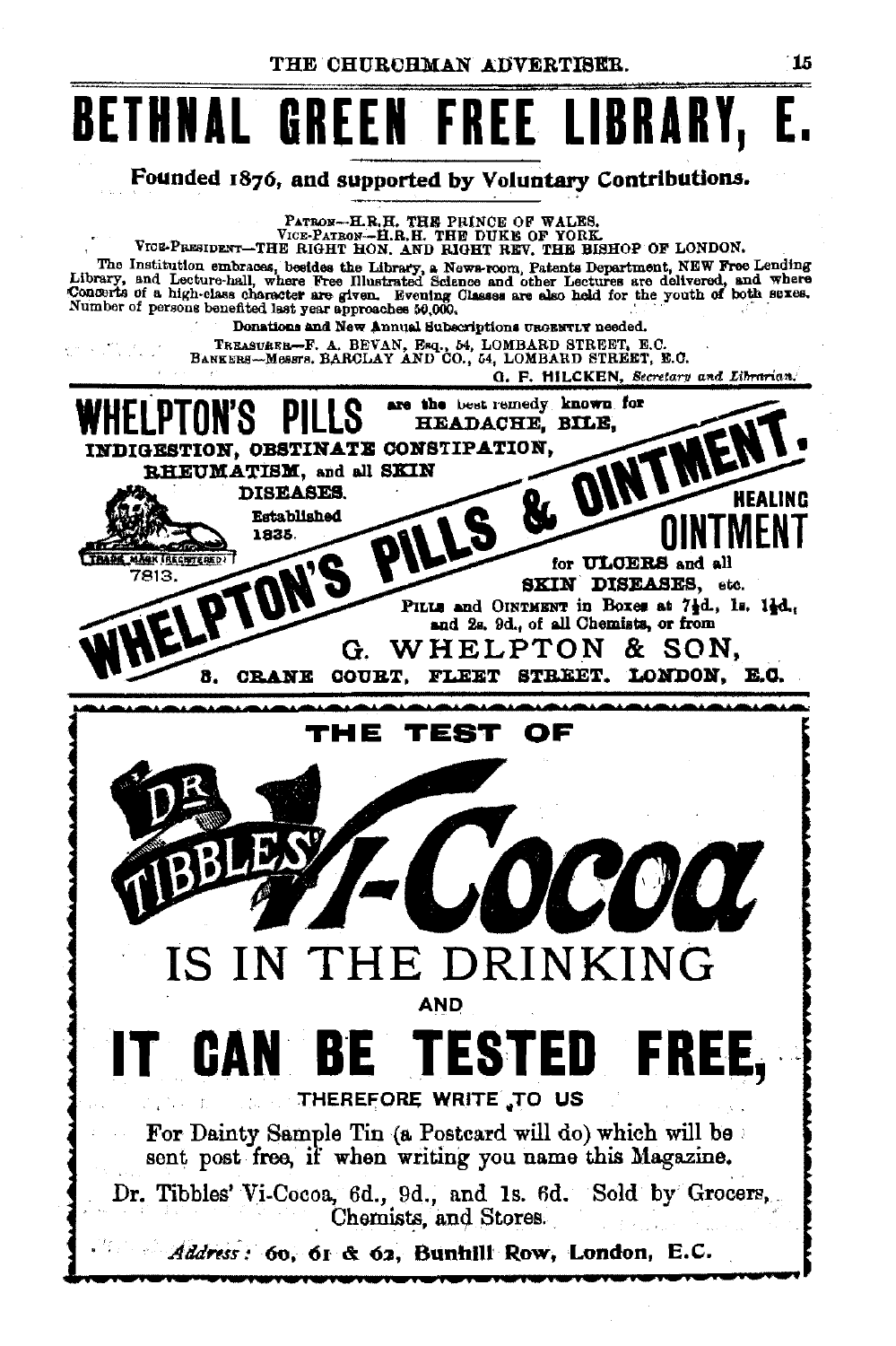# BETHNAL GREEN FREE LIBRARY, E.

**Founded 1876, and supported by Voluntary Contributions.**

PATRON—H.R.H. THE PRINCE OF WALES.
VICE-PATRON—H.R.H. THE DUKE OF YORK.
VICE-PRESIDENT—THE RIGHT HON. AND RIGHT REV. THE BISHOP OF LONDON.

The Institution embraces, besides the Library, a News-room, Patents Department, NEW Free Lending Library, and Lecture-hall, where Free Illustrated Science and other Lectures are delivered, and where Concerts of a high-class character are given. Evening Classes are also held for the youth of both sexes. Number of persons benefited last year approaches 50,000.

Donations and New Annual Subscriptions URGENTLY needed.

TREASURER—F. A. BEVAN, Esq., 54, LOMBARD STREET, E.C.
BANKERS—Messrs. BARCLAY AND CO., 54, LOMBARD STREET, E.C.

G. F. HILCKEN, *Secretary and Librarian.*

---

# WHELPTON'S PILLS

are the best remedy known for **HEADACHE, BILE, INDIGESTION, OBSTINATE CONSTIPATION, RHEUMATISM, and all SKIN DISEASES.**

Established 1835.

TRADE MARK (REGISTERED) 7813.

## WHELPTON'S PILLS & OINTMENT.

**HEALING OINTMENT** for **ULCERS** and all **SKIN DISEASES**, etc.

PILLS and OINTMENT in Boxes at 7½d., 1s. 1½d., and 2s. 9d., of all Chemists, or from

**G. WHELPTON & SON,**
**8. CRANE COURT, FLEET STREET. LONDON, E.C.**

---

**THE TEST OF**

# DR TIBBLES' Vi-Cocoa

## IS IN THE DRINKING

**AND**

# IT CAN BE TESTED FREE,

THEREFORE WRITE TO US

For Dainty Sample Tin (a Postcard will do) which will be sent post free, if when writing you name this Magazine.

Dr. Tibbles' Vi-Cocoa, 6d., 9d., and 1s. 6d. Sold by Grocers, Chemists, and Stores.

*Address*: **60, 61 & 62, Bunhill Row, London, E.C.**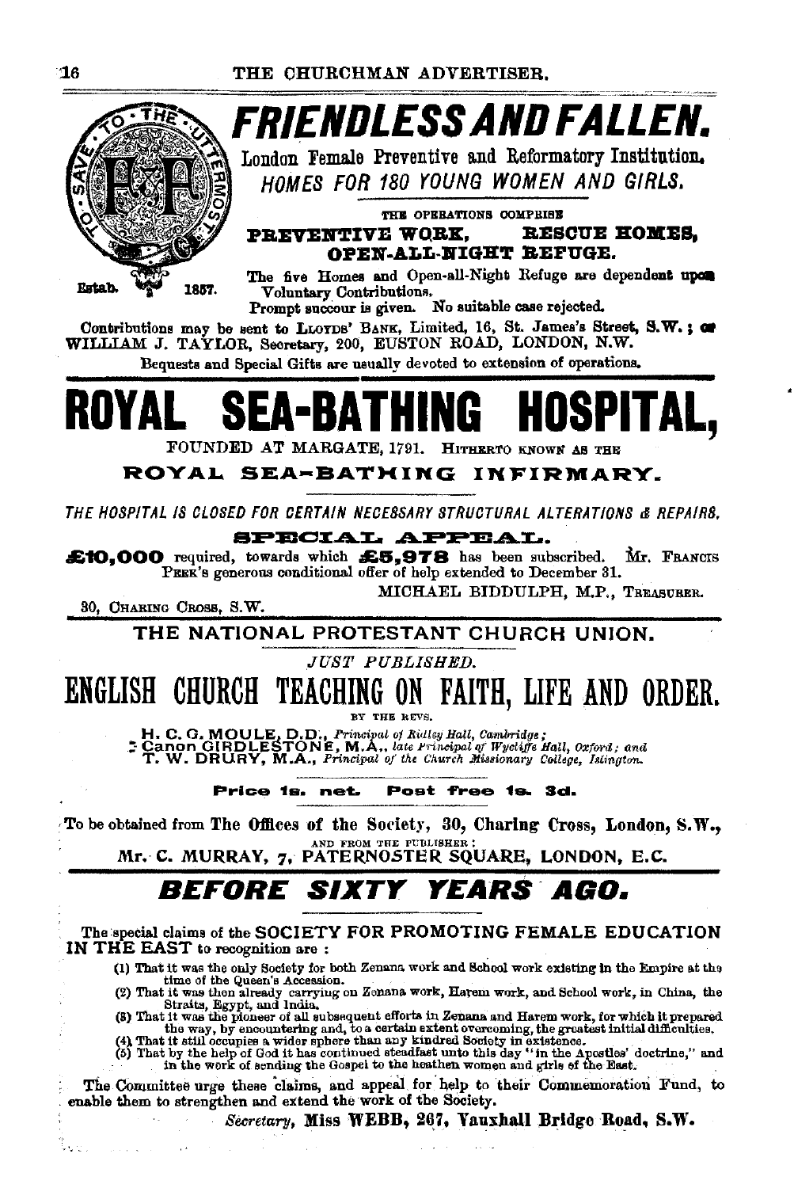# FRIENDLESS AND FALLEN.

TO SAVE THE UTTERMOST. Estab. 1857.

London Female Preventive and Reformatory Institution.

*HOMES FOR 180 YOUNG WOMEN AND GIRLS.*

THE OPERATIONS COMPRISE

**PREVENTIVE WORK, RESCUE HOMES, OPEN-ALL-NIGHT REFUGE.**

The five Homes and Open-all-Night Refuge are dependent upon Voluntary Contributions.

Prompt succour is given. No suitable case rejected.

Contributions may be sent to LLOYDS' BANK, Limited, 16, St. James's Street, S.W.; or WILLIAM J. TAYLOR, Secretary, 200, EUSTON ROAD, LONDON, N.W.

Bequests and Special Gifts are usually devoted to extension of operations.

---

# ROYAL SEA-BATHING HOSPITAL,

FOUNDED AT MARGATE, 1791. HITHERTO KNOWN AS THE

**ROYAL SEA-BATHING INFIRMARY.**

*THE HOSPITAL IS CLOSED FOR CERTAIN NECESSARY STRUCTURAL ALTERATIONS & REPAIRS.*

**SPECIAL APPEAL.**

**£10,000** required, towards which **£5,978** has been subscribed. Mr. FRANCIS PEEK's generous conditional offer of help extended to December 31.

MICHAEL BIDDULPH, M.P., TREASURER.

30, CHARING CROSS, S.W.

---

## THE NATIONAL PROTESTANT CHURCH UNION.

*JUST PUBLISHED.*

# ENGLISH CHURCH TEACHING ON FAITH, LIFE AND ORDER.

BY THE REVS.

H. C. G. MOULE, D.D., *Principal of Ridley Hall, Cambridge;*
Canon GIRDLESTONE, M.A., *late Principal of Wycliffe Hall, Oxford; and*
T. W. DRURY, M.A., *Principal of the Church Missionary College, Islington.*

**Price 1s. net. Post free 1s. 3d.**

To be obtained from The Offices of the Society, 30, Charing Cross, London, S.W.,
AND FROM THE PUBLISHER:
Mr. C. MURRAY, 7, PATERNOSTER SQUARE, LONDON, E.C.

---

# *BEFORE SIXTY YEARS AGO.*

The special claims of the SOCIETY FOR PROMOTING FEMALE EDUCATION IN THE EAST to recognition are:

(1) That it was the only Society for both Zenana work and School work existing in the Empire at the time of the Queen's Accession.
(2) That it was then already carrying on Zenana work, Harem work, and School work, in China, the Straits, Egypt, and India.
(3) That it was the pioneer of all subsequent efforts in Zenana and Harem work, for which it prepared the way, by encountering and, to a certain extent overcoming, the greatest initial difficulties.
(4) That it still occupies a wider sphere than any kindred Society in existence.
(5) That by the help of God it has continued steadfast unto this day "in the Apostles' doctrine," and in the work of sending the Gospel to the heathen women and girls of the East.

The Committee urge these claims, and appeal for help to their Commemoration Fund, to enable them to strengthen and extend the work of the Society.

*Secretary,* **Miss WEBB, 267, Vauxhall Bridge Road, S.W.**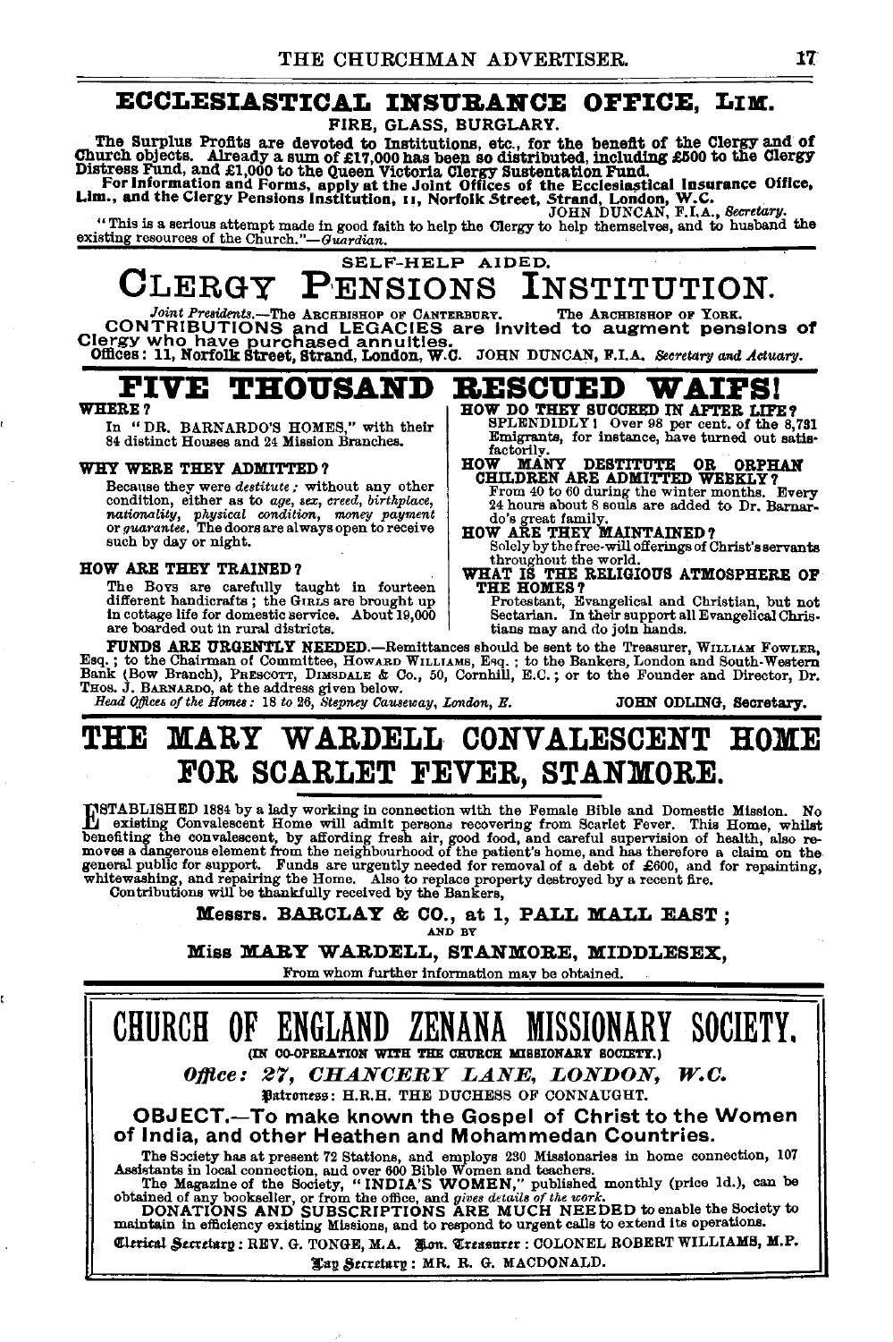## ECCLESIASTICAL INSURANCE OFFICE, LIM.

FIRE, GLASS, BURGLARY.

The Surplus Profits are devoted to Institutions, etc., for the benefit of the Clergy and of Church objects. Already a sum of £17,000 has been so distributed, including £500 to the Clergy Distress Fund, and £1,000 to the Queen Victoria Clergy Sustentation Fund.

For Information and Forms, apply at the Joint Offices of the Ecclesiastical Insurance Office, Lim., and the Clergy Pensions Institution, 11, Norfolk Street, Strand, London, W.C.

JOHN DUNCAN, F.I.A., *Secretary*.

"This is a serious attempt made in good faith to help the Clergy to help themselves, and to husband the existing resources of the Church."—*Guardian*.

---

SELF-HELP AIDED.

## CLERGY PENSIONS INSTITUTION.

*Joint Presidents.*—The ARCHBISHOP OF CANTERBURY. The ARCHBISHOP OF YORK.

CONTRIBUTIONS and LEGACIES are invited to augment pensions of Clergy who have purchased annuities.

Offices: 11, Norfolk Street, Strand, London, W.C. JOHN DUNCAN, F.I.A. *Secretary and Actuary.*

---

## FIVE THOUSAND RESCUED WAIFS!

**WHERE?**

In "DR. BARNARDO'S HOMES," with their 84 distinct Houses and 24 Mission Branches.

**WHY WERE THEY ADMITTED?**

Because they were *destitute;* without any other condition, either as to *age, sex, creed, birthplace, nationality, physical condition, money payment* or *guarantee.* The doors are always open to receive such by day or night.

**HOW ARE THEY TRAINED?**

The BOYS are carefully taught in fourteen different handicrafts; the GIRLS are brought up in cottage life for domestic service. About 19,000 are boarded out in rural districts.

**HOW DO THEY SUCCEED IN AFTER LIFE?**

SPLENDIDLY! Over 98 per cent. of the 8,731 Emigrants, for instance, have turned out satisfactorily.

**HOW MANY DESTITUTE OR ORPHAN CHILDREN ARE ADMITTED WEEKLY?**

From 40 to 60 during the winter months. Every 24 hours about 8 souls are added to Dr. Barnardo's great family.

**HOW ARE THEY MAINTAINED?**

Solely by the free-will offerings of Christ's servants throughout the world.

**WHAT IS THE RELIGIOUS ATMOSPHERE OF THE HOMES?**

Protestant, Evangelical and Christian, but not Sectarian. In their support all Evangelical Christians may and do join hands.

**FUNDS ARE URGENTLY NEEDED.**—Remittances should be sent to the Treasurer, WILLIAM FOWLER, Esq.; to the Chairman of Committee, HOWARD WILLIAMS, Esq.; to the Bankers, London and South-Western Bank (Bow Branch), PRESCOTT, DIMSDALE & Co., 50, Cornhill, E.C.; or to the Founder and Director, Dr. THOS. J. BARNARDO, at the address given below.

*Head Offices of the Homes:* 18 to 26, *Stepney Causeway, London, E.* JOHN ODLING, Secretary.

---

## THE MARY WARDELL CONVALESCENT HOME FOR SCARLET FEVER, STANMORE.

ESTABLISHED 1884 by a lady working in connection with the Female Bible and Domestic Mission. No existing Convalescent Home will admit persons recovering from Scarlet Fever. This Home, whilst benefiting the convalescent, by affording fresh air, good food, and careful supervision of health, also removes a dangerous element from the neighbourhood of the patient's home, and has therefore a claim on the general public for support. Funds are urgently needed for removal of a debt of £600, and for repainting, whitewashing, and repairing the Home. Also to replace property destroyed by a recent fire.

Contributions will be thankfully received by the Bankers,

**Messrs. BARCLAY & CO., at 1, PALL MALL EAST;**

AND BY

**Miss MARY WARDELL, STANMORE, MIDDLESEX,**

From whom further information may be obtained.

---

## CHURCH OF ENGLAND ZENANA MISSIONARY SOCIETY.

(IN CO-OPERATION WITH THE CHURCH MISSIONARY SOCIETY.)

***Office: 27, CHANCERY LANE, LONDON, W.C.***

Patroness: H.R.H. THE DUCHESS OF CONNAUGHT.

**OBJECT.—To make known the Gospel of Christ to the Women of India, and other Heathen and Mohammedan Countries.**

The Society has at present 72 Stations, and employs 230 Missionaries in home connection, 107 Assistants in local connection, and over 600 Bible Women and teachers.

The Magazine of the Society, "INDIA'S WOMEN," published monthly (price 1d.), can be obtained of any bookseller, or from the office, and *gives details of the work.*

DONATIONS AND SUBSCRIPTIONS ARE MUCH NEEDED to enable the Society to maintain in efficiency existing Missions, and to respond to urgent calls to extend its operations.

Clerical Secretary: REV. G. TONGE, M.A. Hon. Treasurer: COLONEL ROBERT WILLIAMS, M.P.

Lay Secretary: MR. R. G. MACDONALD.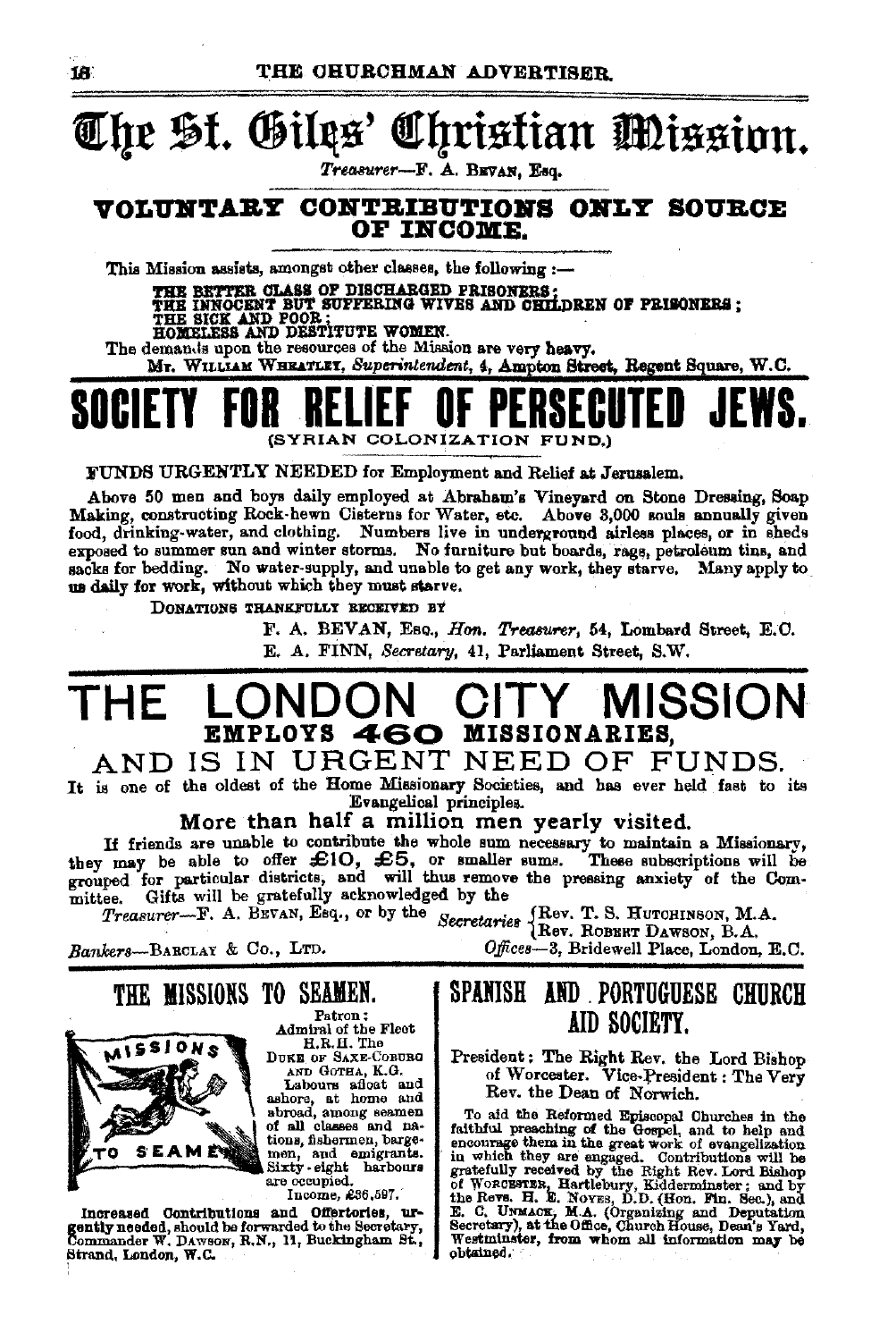# The St. Giles' Christian Mission.

*Treasurer*—F. A. BEVAN, Esq.

## VOLUNTARY CONTRIBUTIONS ONLY SOURCE OF INCOME.

This Mission assists, amongst other classes, the following :—

THE BETTER CLASS OF DISCHARGED PRISONERS;
THE INNOCENT BUT SUFFERING WIVES AND CHILDREN OF PRISONERS;
THE SICK AND POOR;
HOMELESS AND DESTITUTE WOMEN.

The demands upon the resources of the Mission are very heavy.

MR. WILLIAM WHEATLEY, *Superintendent*, 4, Ampton Street, Regent Square, W.C.

# SOCIETY FOR RELIEF OF PERSECUTED JEWS.

(SYRIAN COLONIZATION FUND.)

FUNDS URGENTLY NEEDED for Employment and Relief at Jerusalem.

Above 50 men and boys daily employed at Abraham's Vineyard on Stone Dressing, Soap Making, constructing Rock-hewn Cisterns for Water, etc. Above 3,000 souls annually given food, drinking-water, and clothing. Numbers live in underground airless places, or in sheds exposed to summer sun and winter storms. No furniture but boards, rags, petroleum tins, and sacks for bedding. No water-supply, and unable to get any work, they starve. Many apply to us daily for work, without which they must starve.

DONATIONS THANKFULLY RECEIVED BY

F. A. BEVAN, ESQ., *Hon. Treasurer*, 54, Lombard Street, E.C.
E. A. FINN, *Secretary*, 41, Parliament Street, S.W.

# THE LONDON CITY MISSION

## EMPLOYS 460 MISSIONARIES, AND IS IN URGENT NEED OF FUNDS.

It is one of the oldest of the Home Missionary Societies, and has ever held fast to its Evangelical principles.

**More than half a million men yearly visited.**

If friends are unable to contribute the whole sum necessary to maintain a Missionary, they may be able to offer £10, £5, or smaller sums. These subscriptions will be grouped for particular districts, and will thus remove the pressing anxiety of the Committee. Gifts will be gratefully acknowledged by the

*Treasurer*—F. A. BEVAN, Esq., or by the *Secretaries* { Rev. T. S. HUTCHINSON, M.A. / Rev. ROBERT DAWSON, B.A.

*Bankers*—BARCLAY & CO., LTD. *Offices*—3, Bridewell Place, London, E.C.

## THE MISSIONS TO SEAMEN.

Patron: Admiral of the Fleet H.R.H. The DUKE OF SAXE-COBURG AND GOTHA, K.G.

Labours afloat and ashore, at home and abroad, among seamen of all classes and nations, fishermen, bargemen, and emigrants. Sixty-eight harbours are occupied.

Income, £36,597.

Increased Contributions and Offertories, urgently needed, should be forwarded to the Secretary, Commander W. DAWSON, R.N., 11, Buckingham St., Strand, London, W.C.

## SPANISH AND PORTUGUESE CHURCH AID SOCIETY.

President: The Right Rev. the Lord Bishop of Worcester. Vice-President: The Very Rev. the Dean of Norwich.

To aid the Reformed Episcopal Churches in the faithful preaching of the Gospel, and to help and encourage them in the great work of evangelization in which they are engaged. Contributions will be gratefully received by the Right Rev. Lord Bishop of WORCESTER, Hartlebury, Kidderminster; and by the Revs. H. E. NOYES, D.D. (Hon. Fin. Sec.), and E. C. UNMACK, M.A. (Organizing and Deputation Secretary), at the Office, Church House, Dean's Yard, Westminster, from whom all information may be obtained.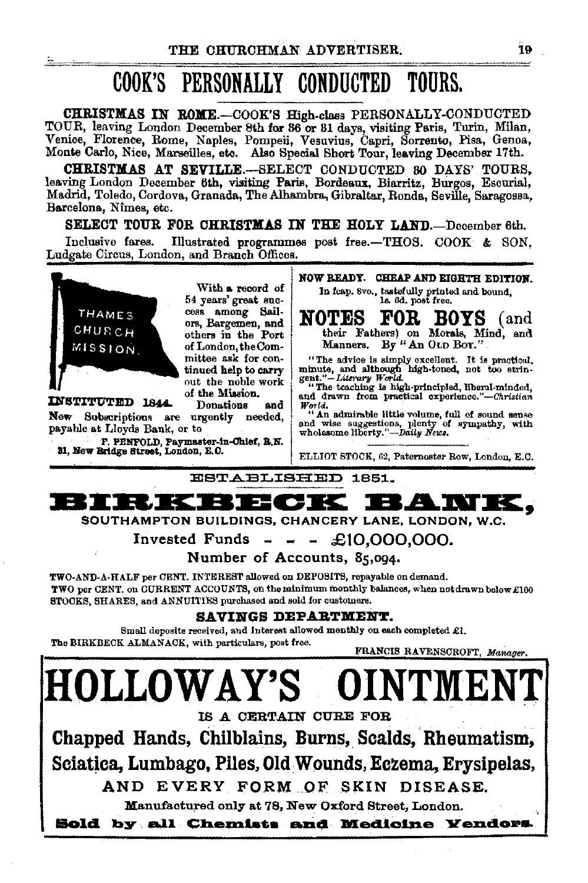# COOK'S PERSONALLY CONDUCTED TOURS.

**CHRISTMAS IN ROME.**—COOK'S High-class PERSONALLY-CONDUCTED TOUR, leaving London December 8th for 36 or 31 days, visiting Paris, Turin, Milan, Venice, Florence, Rome, Naples, Pompeii, Vesuvius, Capri, Sorrento, Pisa, Genoa, Monte Carlo, Nice, Marseilles, etc. Also Special Short Tour, leaving December 17th.

**CHRISTMAS AT SEVILLE.**—SELECT CONDUCTED 30 DAYS' TOURS, leaving London December 6th, visiting Paris, Bordeaux, Biarritz, Burgos, Escurial, Madrid, Toledo, Cordova, Granada, The Alhambra, Gibraltar, Ronda, Seville, Saragossa, Barcelona, Nîmes, etc.

**SELECT TOUR FOR CHRISTMAS IN THE HOLY LAND.**—December 6th.

Inclusive fares. Illustrated programmes post free.—THOS. COOK & SON, Ludgate Circus, London, and Branch Offices.

---

THAMES CHURCH MISSION.

**INSTITUTED 1844.**

With a record of 54 years' great success among Sailors, Bargemen, and others in the Port of London, the Committee ask for continued help to carry out the noble work of the Mission. Donations and New Subscriptions are urgently needed, payable at Lloyds Bank, or to

F. PENFOLD, Paymaster-in-Chief, R.N.
31, New Bridge Street, London, E.C.

---

**NOW READY. CHEAP AND EIGHTH EDITION.**

In fcap. 8vo., tastefully printed and bound, 1s. 6d. post free.

## NOTES FOR BOYS (and their Fathers) on Morals, Mind, and Manners. By "AN OLD BOY."

"The advice is simply excellent. It is practical, minute, and although high-toned, not too stringent."—*Literary World.*

"The teaching is high-principled, liberal-minded, and drawn from practical experience."—*Christian World.*

"An admirable little volume, full of sound sense and wise suggestions, plenty of sympathy, with wholesome liberty."—*Daily News.*

ELLIOT STOCK, 62, Paternoster Row, London, E.C.

---

ESTABLISHED 1851.

# BIRKBECK BANK,

SOUTHAMPTON BUILDINGS, CHANCERY LANE, LONDON, W.C.

Invested Funds - - - £10,000,000.

Number of Accounts, 85,094.

TWO-AND-A-HALF per CENT. INTEREST allowed on DEPOSITS, repayable on demand.
TWO per CENT. on CURRENT ACCOUNTS, on the minimum monthly balances, when not drawn below £100
STOCKS, SHARES, and ANNUITIES purchased and sold for customers.

**SAVINGS DEPARTMENT.**

Small deposits received, and Interest allowed monthly on each completed £1.

The BIRKBECK ALMANACK, with particulars, post free.

FRANCIS RAVENSCROFT, *Manager.*

---

# HOLLOWAY'S OINTMENT

IS A CERTAIN CURE FOR

## Chapped Hands, Chilblains, Burns, Scalds, Rheumatism, Sciatica, Lumbago, Piles, Old Wounds, Eczema, Erysipelas,

AND EVERY FORM OF SKIN DISEASE.

Manufactured only at 78, New Oxford Street, London.

**Sold by all Chemists and Medicine Vendors.**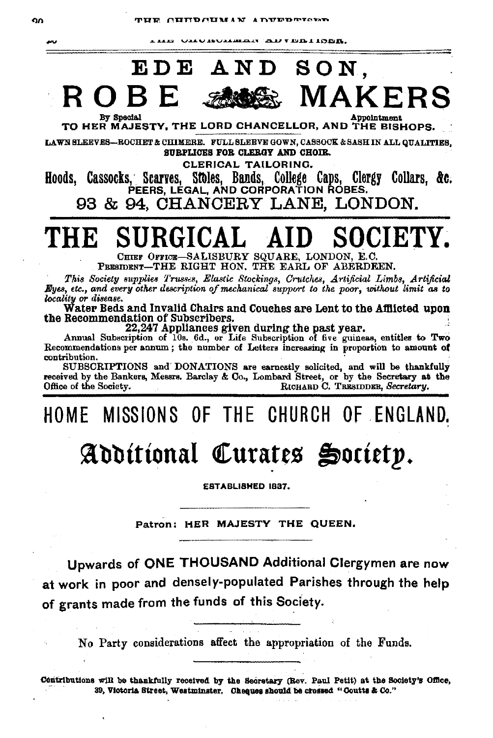# EDE AND SON,

# ROBE MAKERS

By Special Appointment

TO HER MAJESTY, THE LORD CHANCELLOR, AND THE BISHOPS.

LAWN SLEEVES—ROCHET & CHIMERE. FULL SLEEVE GOWN, CASSOCK & SASH IN ALL QUALITIES, SURPLICES FOR CLERGY AND CHOIR.

CLERICAL TAILORING.

**Hoods, Cassocks, Scarves, Stoles, Bands, College Caps, Clergy Collars, &c.**

PEERS, LEGAL, AND CORPORATION ROBES.

**93 & 94, CHANCERY LANE, LONDON.**

---

# THE SURGICAL AID SOCIETY.

CHIEF OFFICE—SALISBURY SQUARE, LONDON, E.C.

PRESIDENT—THE RIGHT HON. THE EARL OF ABERDEEN.

*This Society supplies Trusses, Elastic Stockings, Crutches, Artificial Limbs, Artificial Eyes, etc., and every other description of mechanical support to the poor, without limit as to locality or disease.*

**Water Beds and Invalid Chairs and Couches are Lent to the Afflicted upon the Recommendation of Subscribers.**

**22,247 Appliances given during the past year.**

Annual Subscription of 10s. 6d., or Life Subscription of five guineas, entitles to Two Recommendations per annum; the number of Letters increasing in proportion to amount of contribution.

SUBSCRIPTIONS and DONATIONS are earnestly solicited, and will be thankfully received by the Bankers, Messrs. Barclay & Co., Lombard Street, or by the Secretary at the Office of the Society. RICHARD C. TRESIDDER, *Secretary*.

---

# HOME MISSIONS OF THE CHURCH OF ENGLAND.

## Additional Curates Society.

ESTABLISHED 1837.

Patron: **HER MAJESTY THE QUEEN.**

Upwards of **ONE THOUSAND** Additional Clergymen are now at work in poor and densely-populated Parishes through the help of grants made from the funds of this Society.

No Party considerations affect the appropriation of the Funds.

**Contributions will be thankfully received by the Secretary (Rev. Paul Petit) at the Society's Office, 39, Victoria Street, Westminster. Cheques should be crossed "Coutts & Co."**